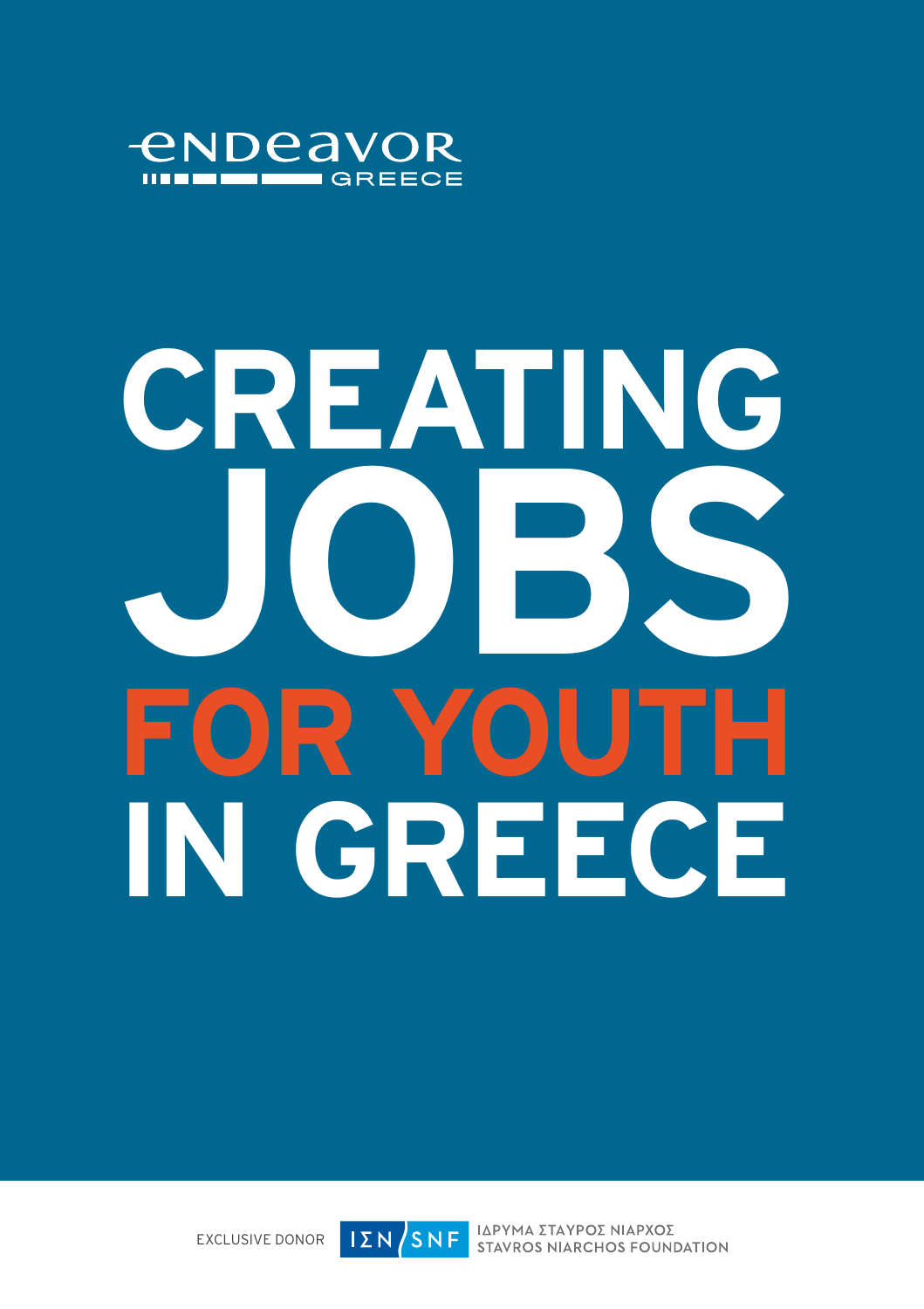endeavor GREECE

# CREATING JOBS FOR YOUTH IN GREECE

EXCLUSIVE DONOR

ΙΣΝ / SNF ΙΔΡΥΜΑ ΣΤΑΥΡΟΣ ΝΙΑΡΧΟΣ STAVROS NIARCHOS FOUNDATION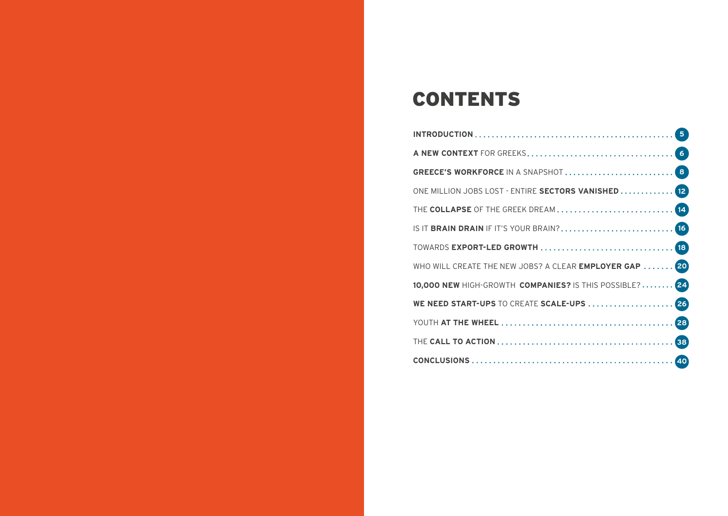# CONTENTS

| | |
|---|---|
| **INTRODUCTION** | 5 |
| **A NEW CONTEXT** FOR GREEKS | 6 |
| **GREECE'S WORKFORCE** IN A SNAPSHOT | 8 |
| ONE MILLION JOBS LOST - ENTIRE **SECTORS VANISHED** | 12 |
| THE **COLLAPSE** OF THE GREEK DREAM | 14 |
| IS IT **BRAIN DRAIN** IF IT'S YOUR BRAIN? | 16 |
| TOWARDS **EXPORT-LED GROWTH** | 18 |
| WHO WILL CREATE THE NEW JOBS? A CLEAR **EMPLOYER GAP** | 20 |
| **10,000 NEW** HIGH-GROWTH **COMPANIES?** IS THIS POSSIBLE? | 24 |
| **WE NEED START-UPS** TO CREATE **SCALE-UPS** | 26 |
| YOUTH **AT THE WHEEL** | 28 |
| THE **CALL TO ACTION** | 38 |
| **CONCLUSIONS** | 40 |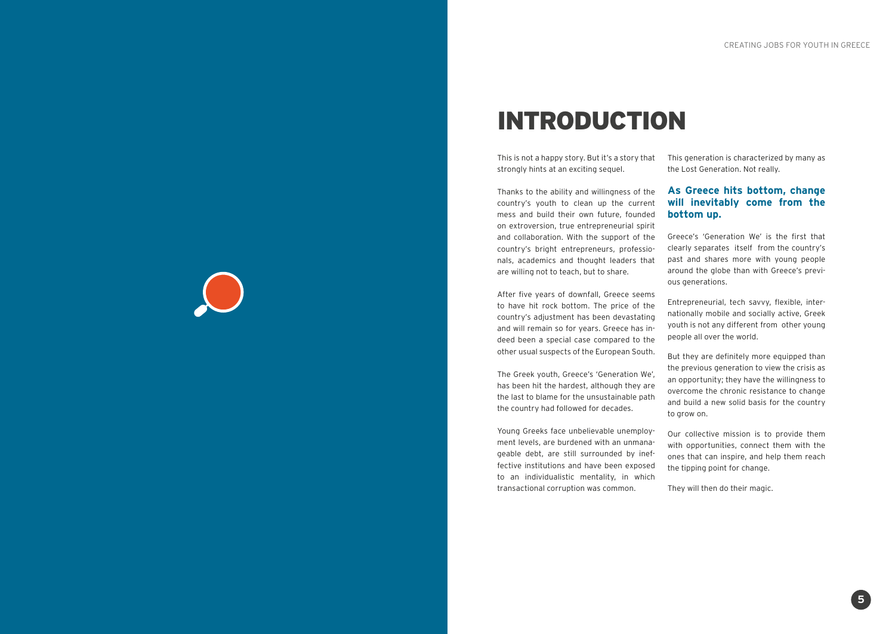# INTRODUCTION

This is not a happy story. But it's a story that strongly hints at an exciting sequel.

Thanks to the ability and willingness of the country's youth to clean up the current mess and build their own future, founded on extroversion, true entrepreneurial spirit and collaboration. With the support of the country's bright entrepreneurs, professionals, academics and thought leaders that are willing not to teach, but to share.

After five years of downfall, Greece seems to have hit rock bottom. The price of the country's adjustment has been devastating and will remain so for years. Greece has indeed been a special case compared to the other usual suspects of the European South.

The Greek youth, Greece's 'Generation We', has been hit the hardest, although they are the last to blame for the unsustainable path the country had followed for decades.

Young Greeks face unbelievable unemployment levels, are burdened with an unmanageable debt, are still surrounded by ineffective institutions and have been exposed to an individualistic mentality, in which transactional corruption was common.

This generation is characterized by many as the Lost Generation. Not really.

**As Greece hits bottom, change will inevitably come from the bottom up.**

Greece's 'Generation We' is the first that clearly separates itself from the country's past and shares more with young people around the globe than with Greece's previous generations.

Entrepreneurial, tech savvy, flexible, internationally mobile and socially active, Greek youth is not any different from other young people all over the world.

But they are definitely more equipped than the previous generation to view the crisis as an opportunity; they have the willingness to overcome the chronic resistance to change and build a new solid basis for the country to grow on.

Our collective mission is to provide them with opportunities, connect them with the ones that can inspire, and help them reach the tipping point for change.

They will then do their magic.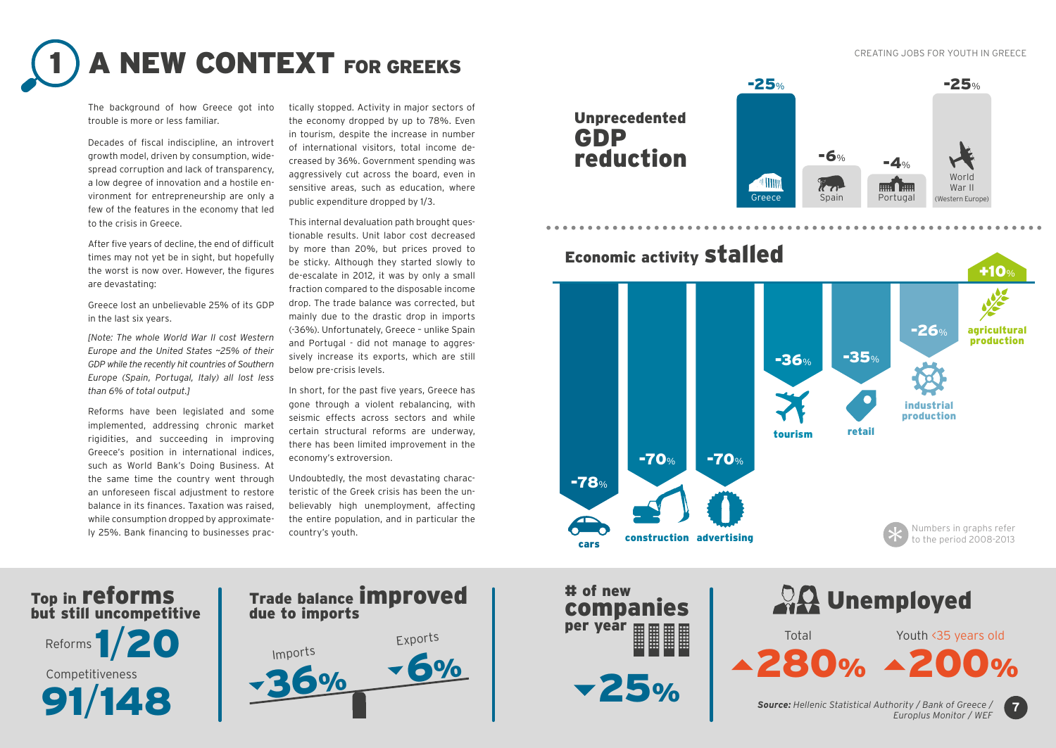# 1 A NEW CONTEXT FOR GREEKS

The background of how Greece got into trouble is more or less familiar.

Decades of fiscal indiscipline, an introvert growth model, driven by consumption, widespread corruption and lack of transparency, a low degree of innovation and a hostile environment for entrepreneurship are only a few of the features in the economy that led to the crisis in Greece.

After five years of decline, the end of difficult times may not yet be in sight, but hopefully the worst is now over. However, the figures are devastating:

Greece lost an unbelievable 25% of its GDP in the last six years.

*[Note: The whole World War II cost Western Europe and the United States ~25% of their GDP while the recently hit countries of Southern Europe (Spain, Portugal, Italy) all lost less than 6% of total output.]*

Reforms have been legislated and some implemented, addressing chronic market rigidities, and succeeding in improving Greece's position in international indices, such as World Bank's Doing Business. At the same time the country went through an unforeseen fiscal adjustment to restore balance in its finances. Taxation was raised, while consumption dropped by approximately 25%. Bank financing to businesses practically stopped. Activity in major sectors of the economy dropped by up to 78%. Even in tourism, despite the increase in number of international visitors, total income decreased by 36%. Government spending was aggressively cut across the board, even in sensitive areas, such as education, where public expenditure dropped by 1/3.

This internal devaluation path brought questionable results. Unit labor cost decreased by more than 20%, but prices proved to be sticky. Although they started slowly to de-escalate in 2012, it was by only a small fraction compared to the disposable income drop. The trade balance was corrected, but mainly due to the drastic drop in imports (-36%). Unfortunately, Greece – unlike Spain and Portugal - did not manage to aggressively increase its exports, which are still below pre-crisis levels.

In short, for the past five years, Greece has gone through a violent rebalancing, with seismic effects across sectors and while certain structural reforms are underway, there has been limited improvement in the economy's extroversion.

Undoubtedly, the most devastating characteristic of the Greek crisis has been the unbelievably high unemployment, affecting the entire population, and in particular the country's youth.

## Unprecedented GDP reduction

| Greece | Spain | Portugal | World War II (Western Europe) |
|---|---|---|---|
| -25% | -6% | -4% | -25% |

## Economic activity stalled

| cars | construction | advertising | tourism | retail | industrial production | agricultural production |
|---|---|---|---|---|---|---|
| -78% | -70% | -70% | -36% | -35% | -26% | +10% |

* Numbers in graphs refer to the period 2008-2013

## Top in reforms but still uncompetitive

Reforms **1/20**

Competitiveness **91/148**

## Trade balance improved due to imports

Imports **▾36%**

Exports **▾6%**

## # of new companies per year

**▾25%**

## Unemployed

Total **▴280%**

Youth <35 years old **▴200%**

***Source:*** *Hellenic Statistical Authority / Bank of Greece / Europlus Monitor / WEF*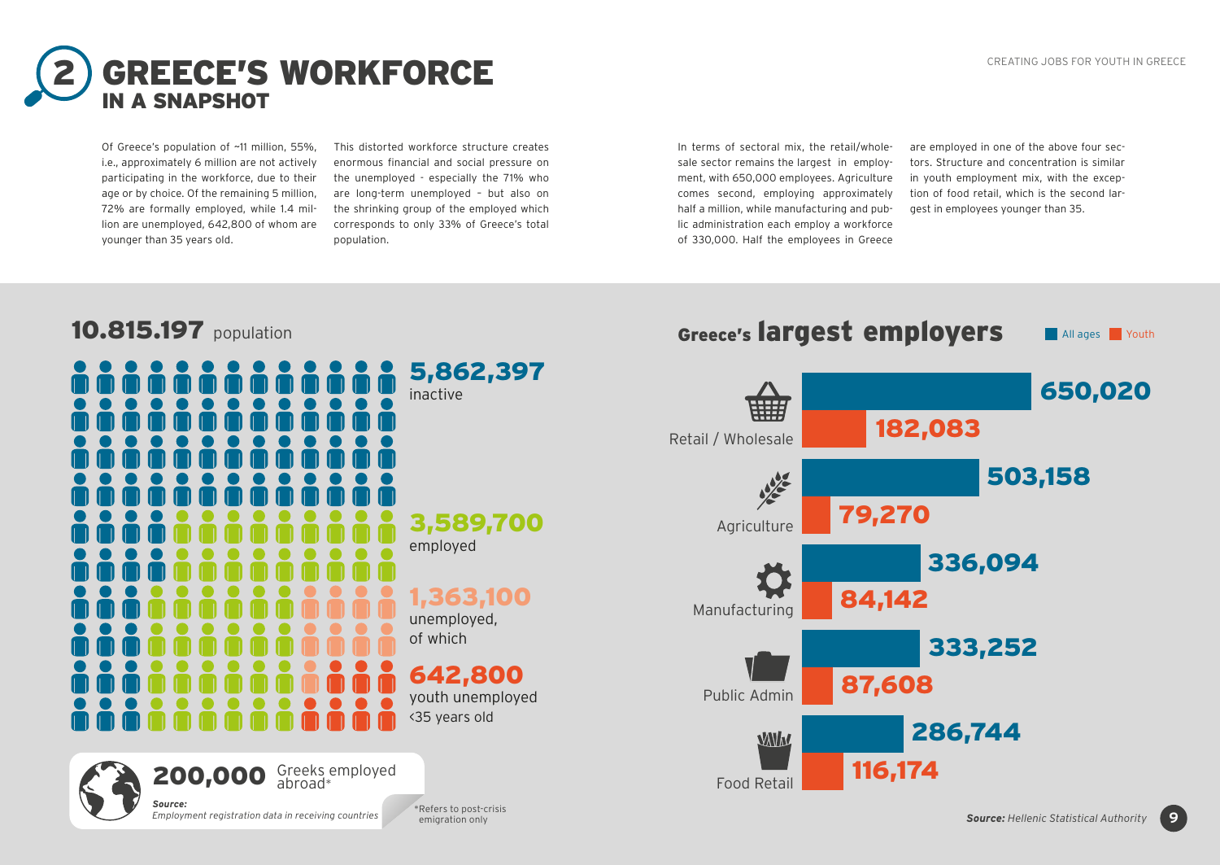# 2 GREECE'S WORKFORCE IN A SNAPSHOT

Of Greece's population of ~11 million, 55%, i.e., approximately 6 million are not actively participating in the workforce, due to their age or by choice. Of the remaining 5 million, 72% are formally employed, while 1.4 million are unemployed, 642,800 of whom are younger than 35 years old.

This distorted workforce structure creates enormous financial and social pressure on the unemployed - especially the 71% who are long-term unemployed – but also on the shrinking group of the employed which corresponds to only 33% of Greece's total population.

In terms of sectoral mix, the retail/wholesale sector remains the largest in employment, with 650,000 employees. Agriculture comes second, employing approximately half a million, while manufacturing and public administration each employ a workforce of 330,000. Half the employees in Greece are employed in one of the above four sectors. Structure and concentration is similar in youth employment mix, with the exception of food retail, which is the second largest in employees younger than 35.

## 10.815.197 population

- **5,862,397** inactive
- **3,589,700** employed
- **1,363,100** unemployed, of which
- **642,800** youth unemployed <35 years old

**200,000** Greeks employed abroad*

***Source:*** *Employment registration data in receiving countries*

*Refers to post-crisis emigration only

## Greece's largest employers

| Sector | All ages | Youth |
|---|---|---|
| Retail / Wholesale | 650,020 | 182,083 |
| Agriculture | 503,158 | 79,270 |
| Manufacturing | 336,094 | 84,142 |
| Public Admin | 333,252 | 87,608 |
| Food Retail | 286,744 | 116,174 |

***Source:*** *Hellenic Statistical Authority*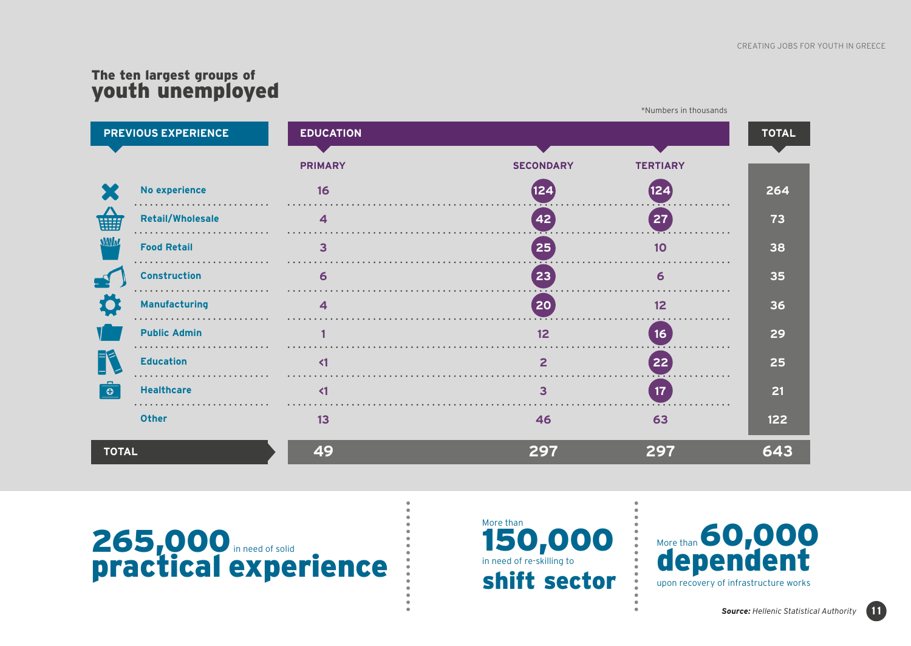## The ten largest groups of youth unemployed

*Numbers in thousands

| PREVIOUS EXPERIENCE | EDUCATION | | | TOTAL |
|---|---|---|---|---|
| | PRIMARY | SECONDARY | TERTIARY | |
| No experience | 16 | 124 | 124 | 264 |
| Retail/Wholesale | 4 | 42 | 27 | 73 |
| Food Retail | 3 | 25 | 10 | 38 |
| Construction | 6 | 23 | 6 | 35 |
| Manufacturing | 4 | 20 | 12 | 36 |
| Public Admin | 1 | 12 | 16 | 29 |
| Education | <1 | 2 | 22 | 25 |
| Healthcare | <1 | 3 | 17 | 21 |
| Other | 13 | 46 | 63 | 122 |
| **TOTAL** | **49** | **297** | **297** | **643** |

**265,000** in need of solid **practical experience**

More than **150,000** in need of re-skilling to **shift sector**

More than **60,000 dependent** upon recovery of infrastructure works

***Source:*** *Hellenic Statistical Authority*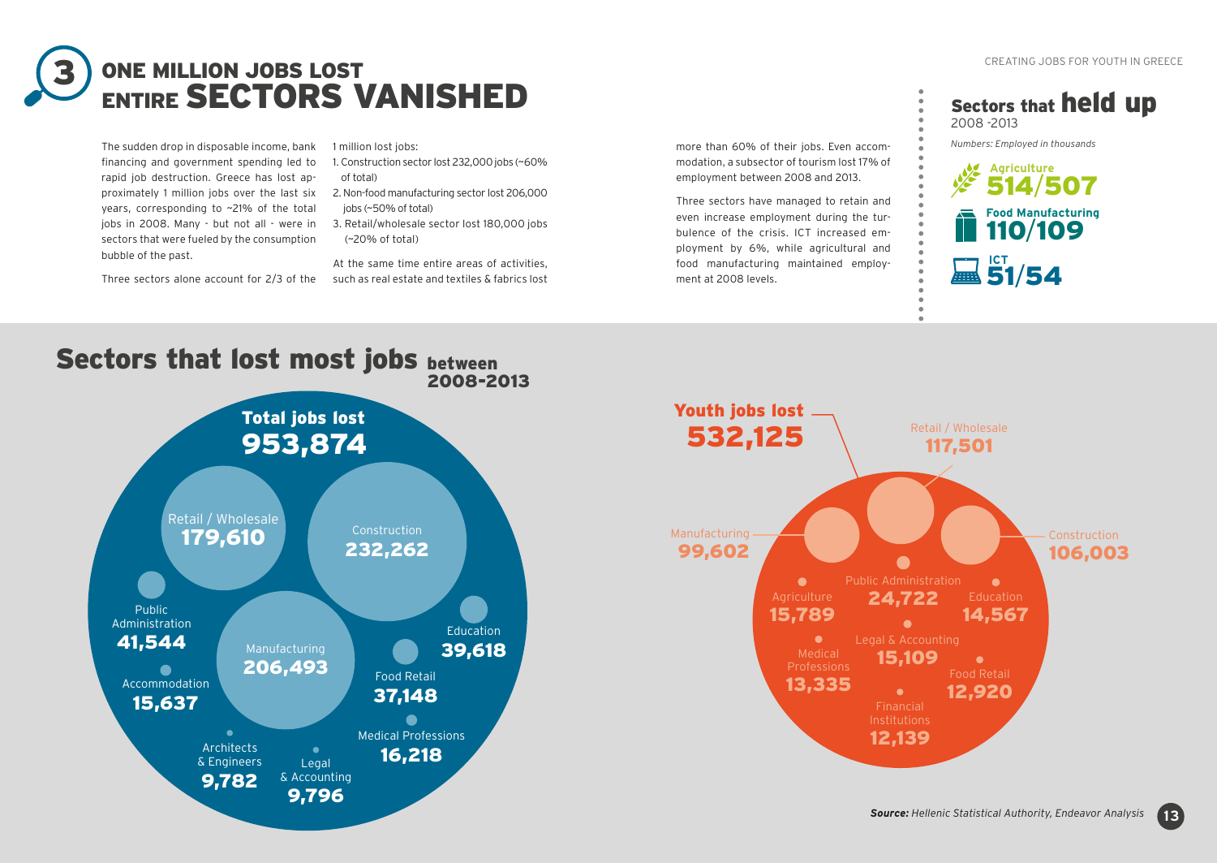# 3 ONE MILLION JOBS LOST ENTIRE SECTORS VANISHED

The sudden drop in disposable income, bank financing and government spending led to rapid job destruction. Greece has lost approximately 1 million jobs over the last six years, corresponding to ~21% of the total jobs in 2008. Many - but not all - were in sectors that were fueled by the consumption bubble of the past.

Three sectors alone account for 2/3 of the 1 million lost jobs:

1. Construction sector lost 232,000 jobs (~60% of total)
2. Non-food manufacturing sector lost 206,000 jobs (~50% of total)
3. Retail/wholesale sector lost 180,000 jobs (~20% of total)

At the same time entire areas of activities, such as real estate and textiles & fabrics lost more than 60% of their jobs. Even accommodation, a subsector of tourism lost 17% of employment between 2008 and 2013.

Three sectors have managed to retain and even increase employment during the turbulence of the crisis. ICT increased employment by 6%, while agricultural and food manufacturing maintained employment at 2008 levels.

## Sectors that held up

2008 -2013

*Numbers: Employed in thousands*

| Sector | 2008/2013 |
|---|---|
| Agriculture | 514/507 |
| Food Manufacturing | 110/109 |
| ICT | 51/54 |

## Sectors that lost most jobs between 2008-2013

**Total jobs lost 953,874**

| Sector | Jobs lost |
|---|---|
| Construction | 232,262 |
| Manufacturing | 206,493 |
| Retail / Wholesale | 179,610 |
| Public Administration | 41,544 |
| Education | 39,618 |
| Food Retail | 37,148 |
| Medical Professions | 16,218 |
| Accommodation | 15,637 |
| Legal & Accounting | 9,796 |
| Architects & Engineers | 9,782 |

**Youth jobs lost 532,125**

| Sector | Jobs lost |
|---|---|
| Retail / Wholesale | 117,501 |
| Construction | 106,003 |
| Manufacturing | 99,602 |
| Public Administration | 24,722 |
| Agriculture | 15,789 |
| Legal & Accounting | 15,109 |
| Education | 14,567 |
| Medical Professions | 13,335 |
| Food Retail | 12,920 |
| Financial Institutions | 12,139 |

***Source:*** *Hellenic Statistical Authority, Endeavor Analysis*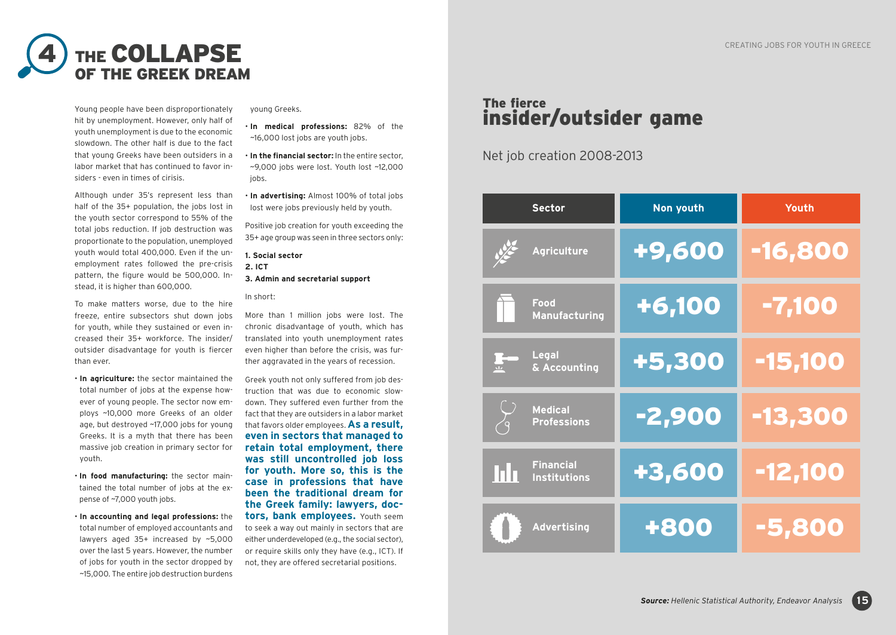# 4 THE COLLAPSE OF THE GREEK DREAM

Young people have been disproportionately hit by unemployment. However, only half of youth unemployment is due to the economic slowdown. The other half is due to the fact that young Greeks have been outsiders in a labor market that has continued to favor insiders - even in times of cirisis.

Although under 35's represent less than half of the 35+ population, the jobs lost in the youth sector correspond to 55% of the total jobs reduction. If job destruction was proportionate to the population, unemployed youth would total 400,000. Even if the unemployment rates followed the pre-crisis pattern, the figure would be 500,000. Instead, it is higher than 600,000.

To make matters worse, due to the hire freeze, entire subsectors shut down jobs for youth, while they sustained or even increased their 35+ workforce. The insider/outsider disadvantage for youth is fiercer than ever.

- **In agriculture:** the sector maintained the total number of jobs at the expense however of young people. The sector now employs ~10,000 more Greeks of an older age, but destroyed ~17,000 jobs for young Greeks. It is a myth that there has been massive job creation in primary sector for youth.
- **In food manufacturing:** the sector maintained the total number of jobs at the expense of ~7,000 youth jobs.
- **In accounting and legal professions:** the total number of employed accountants and lawyers aged 35+ increased by ~5,000 over the last 5 years. However, the number of jobs for youth in the sector dropped by ~15,000. The entire job destruction burdens young Greeks.
- **In medical professions:** 82% of the ~16,000 lost jobs are youth jobs.
- **In the financial sector:** In the entire sector, ~9,000 jobs were lost. Youth lost ~12,000 jobs.
- **In advertising:** Almost 100% of total jobs lost were jobs previously held by youth.

Positive job creation for youth exceeding the 35+ age group was seen in three sectors only:

1. **Social sector**
2. **ICT**
3. **Admin and secretarial support**

In short:

More than 1 million jobs were lost. The chronic disadvantage of youth, which has translated into youth unemployment rates even higher than before the crisis, was further aggravated in the years of recession.

Greek youth not only suffered from job destruction that was due to economic slowdown. They suffered even further from the fact that they are outsiders in a labor market that favors older employees. **As a result, even in sectors that managed to retain total employment, there was still uncontrolled job loss for youth. More so, this is the case in professions that have been the traditional dream for the Greek family: lawyers, doctors, bank employees.** Youth seem to seek a way out mainly in sectors that are either underdeveloped (e.g., the social sector), or require skills only they have (e.g., ICT). If not, they are offered secretarial positions.

## The fierce insider/outsider game

Net job creation 2008-2013

| Sector | Non youth | Youth |
|---|---|---|
| Agriculture | +9,600 | -16,800 |
| Food Manufacturing | +6,100 | -7,100 |
| Legal & Accounting | +5,300 | -15,100 |
| Medical Professions | -2,900 | -13,300 |
| Financial Institutions | +3,600 | -12,100 |
| Advertising | +800 | -5,800 |

***Source:*** *Hellenic Statistical Authority, Endeavor Analysis*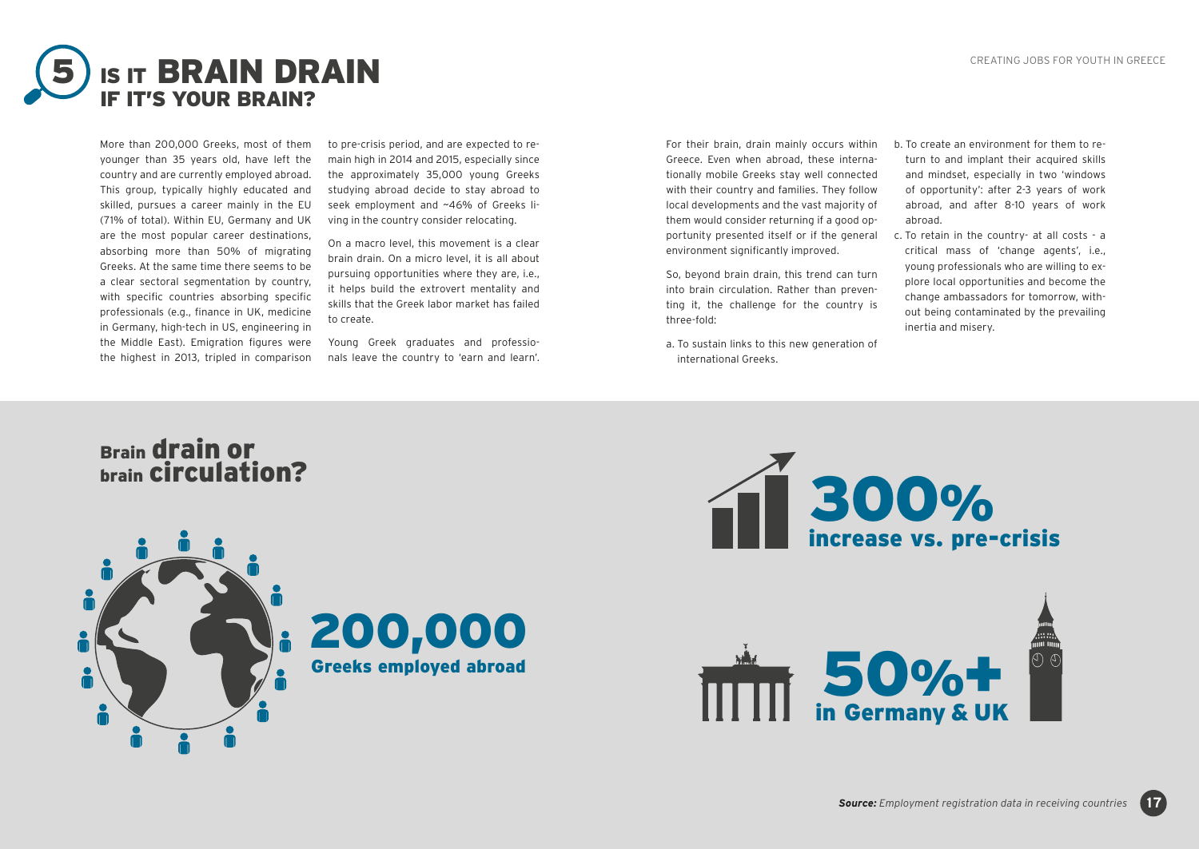# 5 IS IT BRAIN DRAIN IF IT'S YOUR BRAIN?

More than 200,000 Greeks, most of them younger than 35 years old, have left the country and are currently employed abroad. This group, typically highly educated and skilled, pursues a career mainly in the EU (71% of total). Within EU, Germany and UK are the most popular career destinations, absorbing more than 50% of migrating Greeks. At the same time there seems to be a clear sectoral segmentation by country, with specific countries absorbing specific professionals (e.g., finance in UK, medicine in Germany, high-tech in US, engineering in the Middle East). Emigration figures were the highest in 2013, tripled in comparison to pre-crisis period, and are expected to remain high in 2014 and 2015, especially since the approximately 35,000 young Greeks studying abroad decide to stay abroad to seek employment and ~46% of Greeks living in the country consider relocating.

On a macro level, this movement is a clear brain drain. On a micro level, it is all about pursuing opportunities where they are, i.e., it helps build the extrovert mentality and skills that the Greek labor market has failed to create.

Young Greek graduates and professionals leave the country to 'earn and learn'. For their brain, drain mainly occurs within Greece. Even when abroad, these internationally mobile Greeks stay well connected with their country and families. They follow local developments and the vast majority of them would consider returning if a good opportunity presented itself or if the general environment significantly improved.

So, beyond brain drain, this trend can turn into brain circulation. Rather than preventing it, the challenge for the country is three-fold:

a. To sustain links to this new generation of international Greeks.

b. To create an environment for them to return to and implant their acquired skills and mindset, especially in two 'windows of opportunity': after 2-3 years of work abroad, and after 8-10 years of work abroad.

c. To retain in the country- at all costs - a critical mass of 'change agents', i.e., young professionals who are willing to explore local opportunities and become the change ambassadors for tomorrow, without being contaminated by the prevailing inertia and misery.

## Brain drain or brain circulation?

**200,000** Greeks employed abroad

**300%** increase vs. pre-crisis

**50%+** in Germany & UK

***Source:*** *Employment registration data in receiving countries*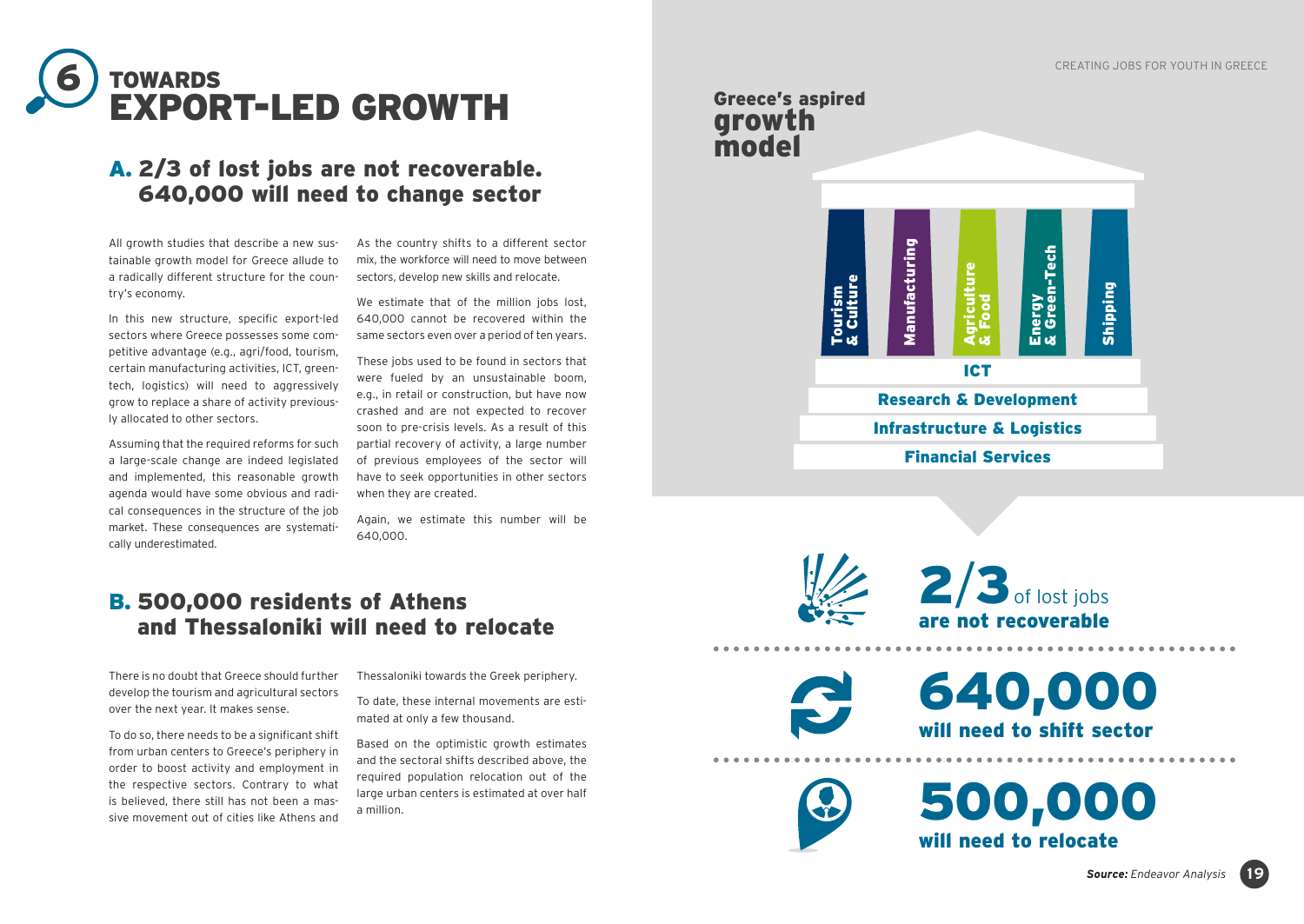# 6 TOWARDS EXPORT-LED GROWTH

## A. 2/3 of lost jobs are not recoverable. 640,000 will need to change sector

All growth studies that describe a new sustainable growth model for Greece allude to a radically different structure for the country's economy.

In this new structure, specific export-led sectors where Greece possesses some competitive advantage (e.g., agri/food, tourism, certain manufacturing activities, ICT, green-tech, logistics) will need to aggressively grow to replace a share of activity previously allocated to other sectors.

Assuming that the required reforms for such a large-scale change are indeed legislated and implemented, this reasonable growth agenda would have some obvious and radical consequences in the structure of the job market. These consequences are systematically underestimated.

As the country shifts to a different sector mix, the workforce will need to move between sectors, develop new skills and relocate.

We estimate that of the million jobs lost, 640,000 cannot be recovered within the same sectors even over a period of ten years.

These jobs used to be found in sectors that were fueled by an unsustainable boom, e.g., in retail or construction, but have now crashed and are not expected to recover soon to pre-crisis levels. As a result of this partial recovery of activity, a large number of previous employees of the sector will have to seek opportunities in other sectors when they are created.

Again, we estimate this number will be 640,000.

## B. 500,000 residents of Athens and Thessaloniki will need to relocate

There is no doubt that Greece should further develop the tourism and agricultural sectors over the next year. It makes sense.

To do so, there needs to be a significant shift from urban centers to Greece's periphery in order to boost activity and employment in the respective sectors. Contrary to what is believed, there still has not been a massive movement out of cities like Athens and Thessaloniki towards the Greek periphery.

To date, these internal movements are estimated at only a few thousand.

Based on the optimistic growth estimates and the sectoral shifts described above, the required population relocation out of the large urban centers is estimated at over half a million.

### Greece's aspired growth model

- Pillars: Tourism & Culture | Manufacturing | Agriculture & Food | Energy & Green-Tech | Shipping
- ICT
- Research & Development
- Infrastructure & Logistics
- Financial Services

**2/3** of lost jobs **are not recoverable**

**640,000 will need to shift sector**

**500,000 will need to relocate**

***Source:*** *Endeavor Analysis*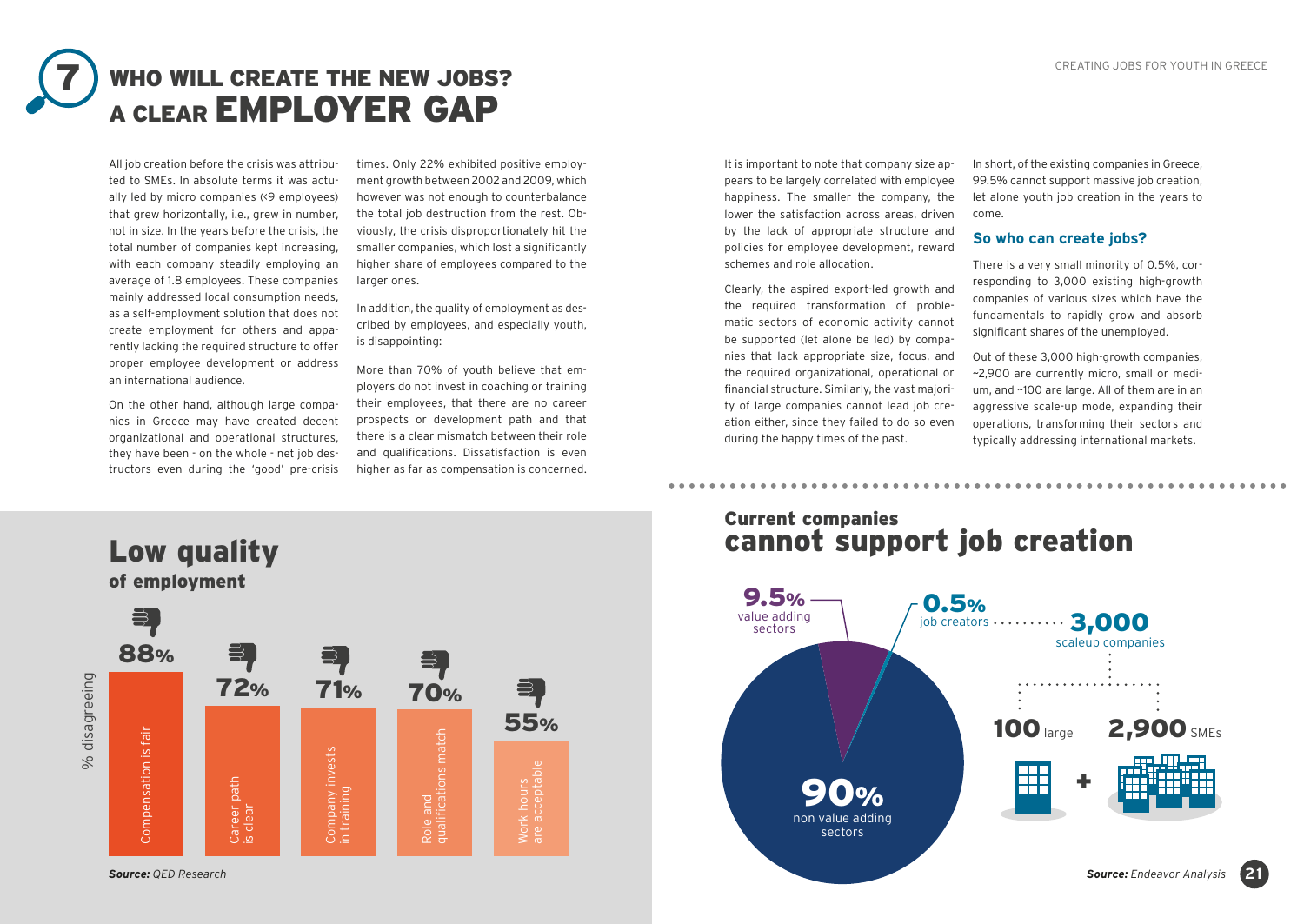# 7 WHO WILL CREATE THE NEW JOBS? A CLEAR EMPLOYER GAP

All job creation before the crisis was attributed to SMEs. In absolute terms it was actually led by micro companies (<9 employees) that grew horizontally, i.e., grew in number, not in size. In the years before the crisis, the total number of companies kept increasing, with each company steadily employing an average of 1.8 employees. These companies mainly addressed local consumption needs, as a self-employment solution that does not create employment for others and apparently lacking the required structure to offer proper employee development or address an international audience.

On the other hand, although large companies in Greece may have created decent organizational and operational structures, they have been - on the whole - net job destructors even during the 'good' pre-crisis times. Only 22% exhibited positive employment growth between 2002 and 2009, which however was not enough to counterbalance the total job destruction from the rest. Obviously, the crisis disproportionately hit the smaller companies, which lost a significantly higher share of employees compared to the larger ones.

In addition, the quality of employment as described by employees, and especially youth, is disappointing:

More than 70% of youth believe that employers do not invest in coaching or training their employees, that there are no career prospects or development path and that there is a clear mismatch between their role and qualifications. Dissatisfaction is even higher as far as compensation is concerned.

It is important to note that company size appears to be largely correlated with employee happiness. The smaller the company, the lower the satisfaction across areas, driven by the lack of appropriate structure and policies for employee development, reward schemes and role allocation.

Clearly, the aspired export-led growth and the required transformation of problematic sectors of economic activity cannot be supported (let alone be led) by companies that lack appropriate size, focus, and the required organizational, operational or financial structure. Similarly, the vast majority of large companies cannot lead job creation either, since they failed to do so even during the happy times of the past.

In short, of the existing companies in Greece, 99.5% cannot support massive job creation, let alone youth job creation in the years to come.

### So who can create jobs?

There is a very small minority of 0.5%, corresponding to 3,000 existing high-growth companies of various sizes which have the fundamentals to rapidly grow and absorb significant shares of the unemployed.

Out of these 3,000 high-growth companies, ~2,900 are currently micro, small or medium, and ~100 are large. All of them are in an aggressive scale-up mode, expanding their operations, transforming their sectors and typically addressing international markets.

## Low quality of employment

% disagreeing

| Statement | % disagreeing |
|---|---|
| Compensation is fair | 88% |
| Career path is clear | 72% |
| Company invests in training | 71% |
| Role and qualifications match | 70% |
| Work hours are acceptable | 55% |

***Source:*** *QED Research*

## Current companies cannot support job creation

- 90% non value adding sectors
- 9.5% value adding sectors
- 0.5% job creators ········ 3,000 scaleup companies
  - 100 large
  - 2,900 SMEs

***Source:*** *Endeavor Analysis*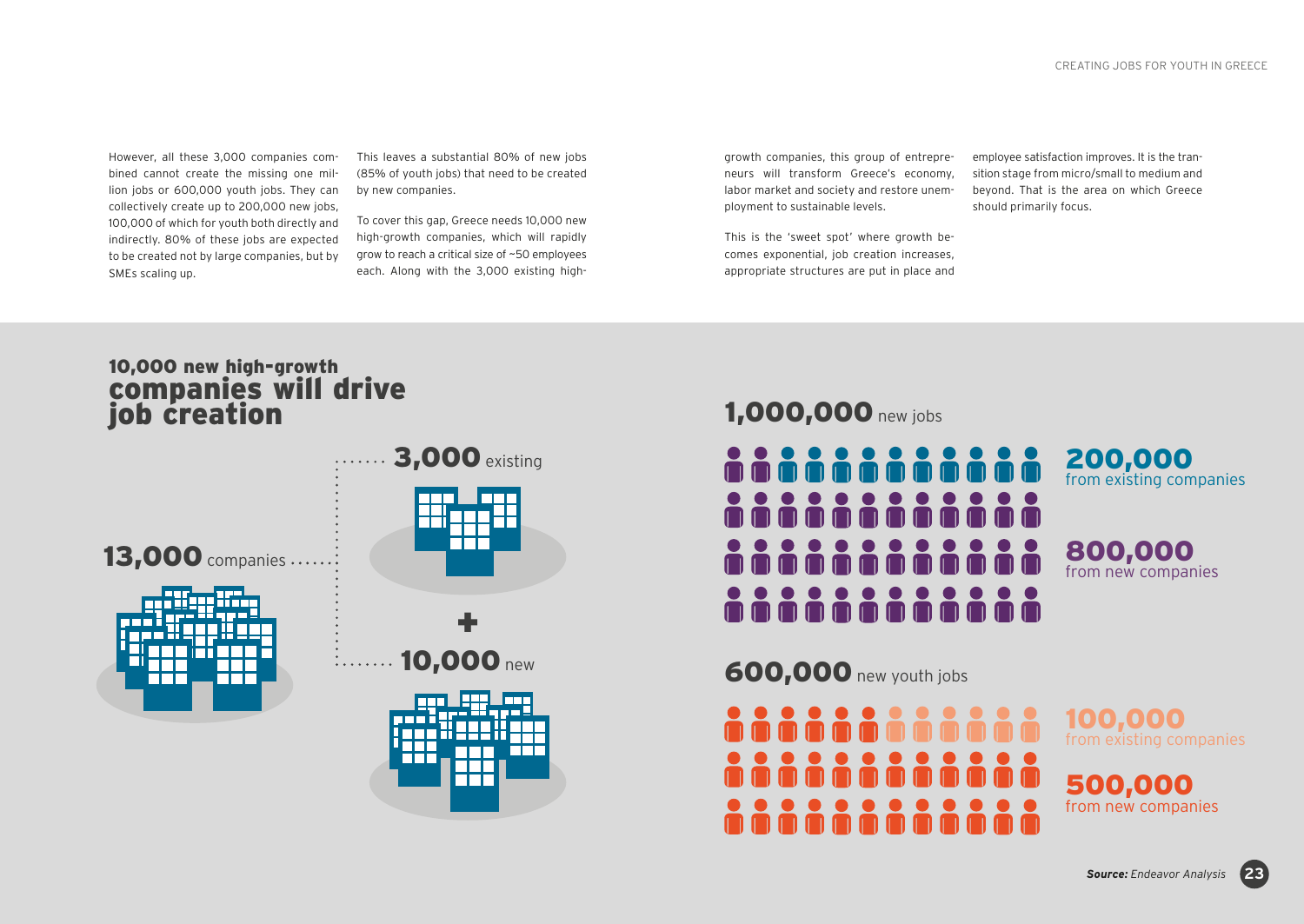However, all these 3,000 companies combined cannot create the missing one million jobs or 600,000 youth jobs. They can collectively create up to 200,000 new jobs, 100,000 of which for youth both directly and indirectly. 80% of these jobs are expected to be created not by large companies, but by SMEs scaling up.

This leaves a substantial 80% of new jobs (85% of youth jobs) that need to be created by new companies.

To cover this gap, Greece needs 10,000 new high-growth companies, which will rapidly grow to reach a critical size of ~50 employees each. Along with the 3,000 existing high-growth companies, this group of entrepreneurs will transform Greece's economy, labor market and society and restore unemployment to sustainable levels.

This is the 'sweet spot' where growth becomes exponential, job creation increases, appropriate structures are put in place and employee satisfaction improves. It is the transition stage from micro/small to medium and beyond. That is the area on which Greece should primarily focus.

## 10,000 new high-growth companies will drive job creation

**13,000** companies

**3,000** existing

+

**10,000** new

**1,000,000** new jobs

**200,000** from existing companies

**800,000** from new companies

**600,000** new youth jobs

**100,000** from existing companies

**500,000** from new companies

***Source:*** *Endeavor Analysis*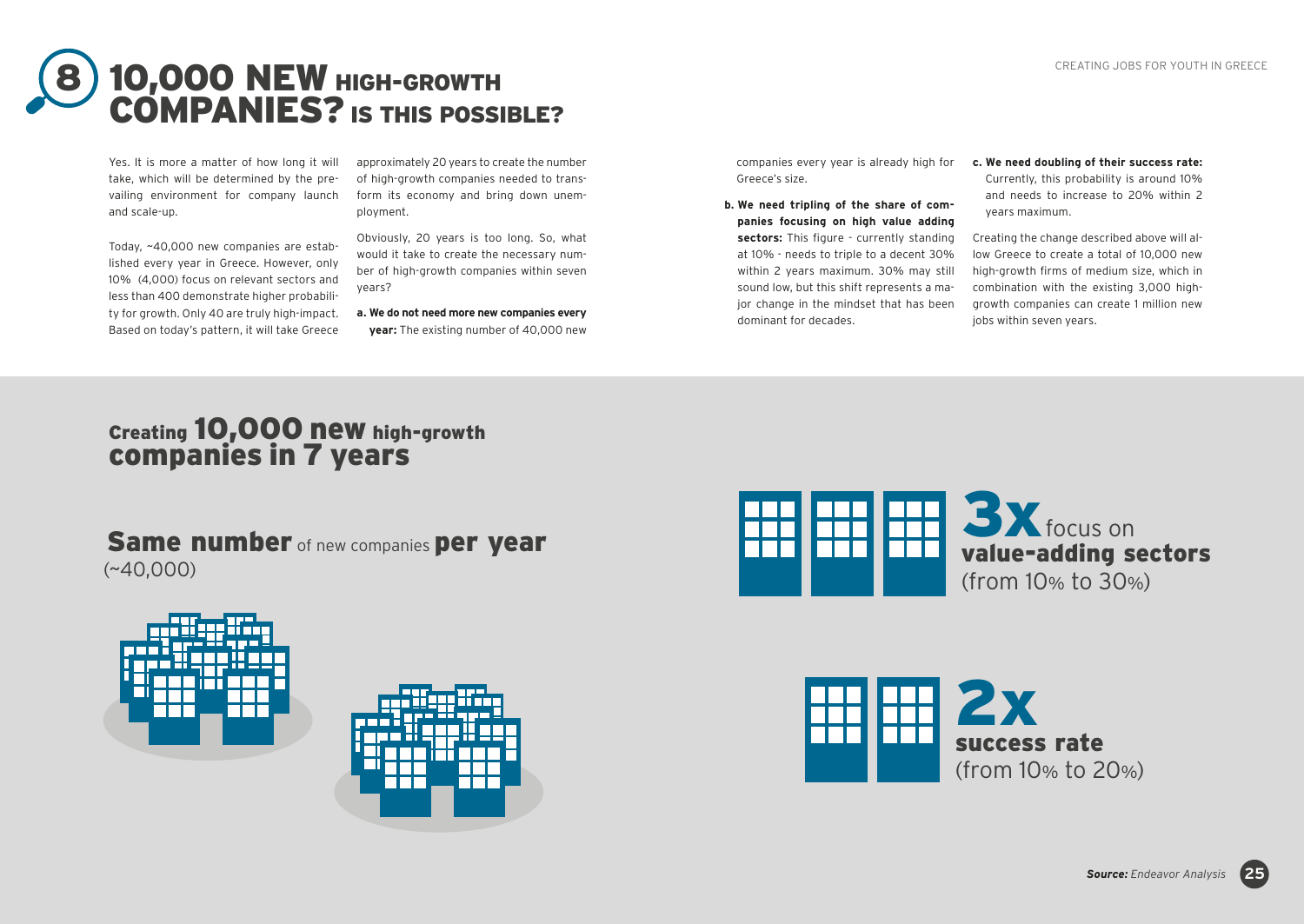# 8 10,000 NEW HIGH-GROWTH COMPANIES? IS THIS POSSIBLE?

Yes. It is more a matter of how long it will take, which will be determined by the prevailing environment for company launch and scale-up.

Today, ~40,000 new companies are established every year in Greece. However, only 10% (4,000) focus on relevant sectors and less than 400 demonstrate higher probability for growth. Only 40 are truly high-impact. Based on today's pattern, it will take Greece approximately 20 years to create the number of high-growth companies needed to transform its economy and bring down unemployment.

Obviously, 20 years is too long. So, what would it take to create the necessary number of high-growth companies within seven years?

**a. We do not need more new companies every year:** The existing number of 40,000 new companies every year is already high for Greece's size.

**b. We need tripling of the share of companies focusing on high value adding sectors:** This figure - currently standing at 10% - needs to triple to a decent 30% within 2 years maximum. 30% may still sound low, but this shift represents a major change in the mindset that has been dominant for decades.

**c. We need doubling of their success rate:** Currently, this probability is around 10% and needs to increase to 20% within 2 years maximum.

Creating the change described above will allow Greece to create a total of 10,000 new high-growth firms of medium size, which in combination with the existing 3,000 high-growth companies can create 1 million new jobs within seven years.

## Creating 10,000 new high-growth companies in 7 years

**Same number** of new companies **per year** (~40,000)

**3x** focus on **value-adding sectors** (from 10% to 30%)

**2x success rate** (from 10% to 20%)

***Source:*** *Endeavor Analysis*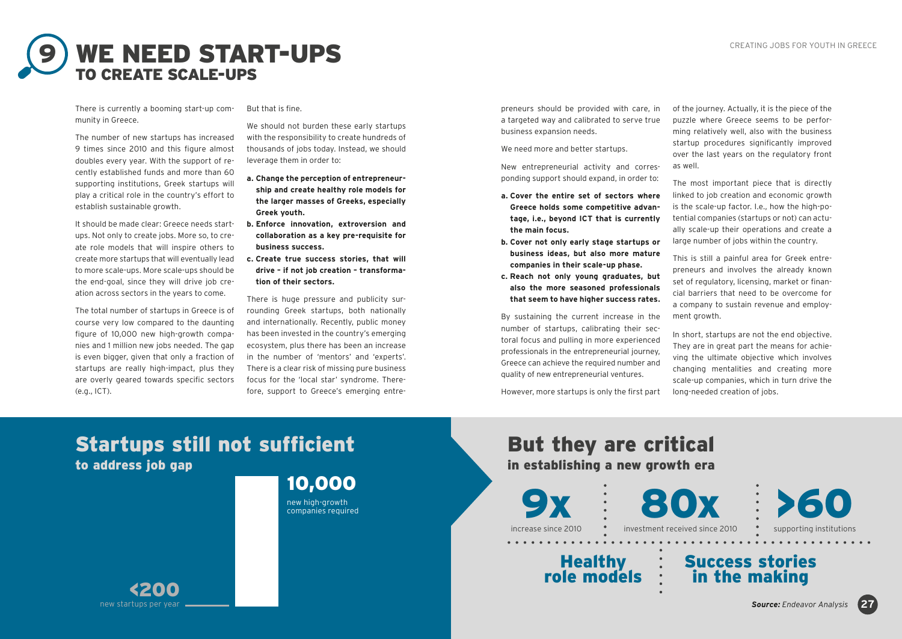# 9 WE NEED START-UPS TO CREATE SCALE-UPS

There is currently a booming start-up community in Greece.

The number of new startups has increased 9 times since 2010 and this figure almost doubles every year. With the support of recently established funds and more than 60 supporting institutions, Greek startups will play a critical role in the country's effort to establish sustainable growth.

It should be made clear: Greece needs startups. Not only to create jobs. More so, to create role models that will inspire others to create more startups that will eventually lead to more scale-ups. More scale-ups should be the end-goal, since they will drive job creation across sectors in the years to come.

The total number of startups in Greece is of course very low compared to the daunting figure of 10,000 new high-growth companies and 1 million new jobs needed. The gap is even bigger, given that only a fraction of startups are really high-impact, plus they are overly geared towards specific sectors (e.g., ICT).

But that is fine.

We should not burden these early startups with the responsibility to create hundreds of thousands of jobs today. Instead, we should leverage them in order to:

**a. Change the perception of entrepreneurship and create healthy role models for the larger masses of Greeks, especially Greek youth.**

**b. Enforce innovation, extroversion and collaboration as a key pre-requisite for business success.**

**c. Create true success stories, that will drive – if not job creation – transformation of their sectors.**

There is huge pressure and publicity surrounding Greek startups, both nationally and internationally. Recently, public money has been invested in the country's emerging ecosystem, plus there has been an increase in the number of 'mentors' and 'experts'. There is a clear risk of missing pure business focus for the 'local star' syndrome. Therefore, support to Greece's emerging entrepreneurs should be provided with care, in a targeted way and calibrated to serve true business expansion needs.

We need more and better startups.

New entrepreneurial activity and corresponding support should expand, in order to:

**a. Cover the entire set of sectors where Greece holds some competitive advantage, i.e., beyond ICT that is currently the main focus.**

**b. Cover not only early stage startups or business ideas, but also more mature companies in their scale-up phase.**

**c. Reach not only young graduates, but also the more seasoned professionals that seem to have higher success rates.**

By sustaining the current increase in the number of startups, calibrating their sectoral focus and pulling in more experienced professionals in the entrepreneurial journey, Greece can achieve the required number and quality of new entrepreneurial ventures.

However, more startups is only the first part of the journey. Actually, it is the piece of the puzzle where Greece seems to be performing relatively well, also with the business startup procedures significantly improved over the last years on the regulatory front as well.

The most important piece that is directly linked to job creation and economic growth is the scale-up factor. I.e., how the high-potential companies (startups or not) can actually scale-up their operations and create a large number of jobs within the country.

This is still a painful area for Greek entrepreneurs and involves the already known set of regulatory, licensing, market or financial barriers that need to be overcome for a company to sustain revenue and employment growth.

In short, startups are not the end objective. They are in great part the means for achieving the ultimate objective which involves changing mentalities and creating more scale-up companies, which in turn drive the long-needed creation of jobs.

## Startups still not sufficient to address job gap

**10,000** new high-growth companies required

**<200** new startups per year

## But they are critical in establishing a new growth era

**9x** increase since 2010

**80x** investment received since 2010

**>60** supporting institutions

**Healthy role models**

**Success stories in the making**

***Source:*** *Endeavor Analysis*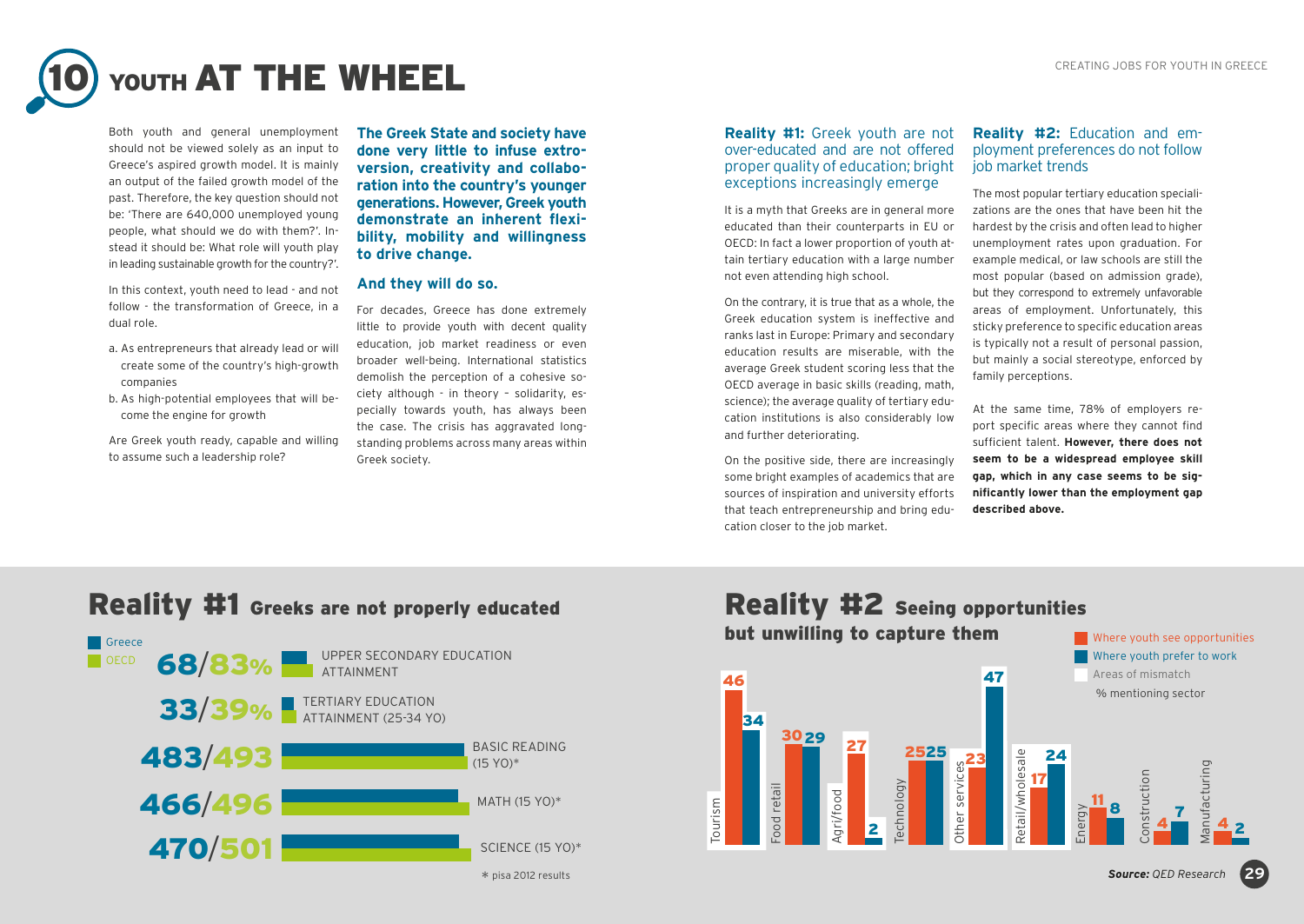# 10 YOUTH AT THE WHEEL

Both youth and general unemployment should not be viewed solely as an input to Greece's aspired growth model. It is mainly an output of the failed growth model of the past. Therefore, the key question should not be: 'There are 640,000 unemployed young people, what should we do with them?'. Instead it should be: What role will youth play in leading sustainable growth for the country?'.

In this context, youth need to lead - and not follow - the transformation of Greece, in a dual role.

a. As entrepreneurs that already lead or will create some of the country's high-growth companies
b. As high-potential employees that will become the engine for growth

Are Greek youth ready, capable and willing to assume such a leadership role?

**The Greek State and society have done very little to infuse extroversion, creativity and collaboration into the country's younger generations. However, Greek youth demonstrate an inherent flexibility, mobility and willingness to drive change.**

### And they will do so.

For decades, Greece has done extremely little to provide youth with decent quality education, job market readiness or even broader well-being. International statistics demolish the perception of a cohesive society although - in theory - solidarity, especially towards youth, has always been the case. The crisis has aggravated longstanding problems across many areas within Greek society.

### Reality #1: Greek youth are not over-educated and are not offered proper quality of education; bright exceptions increasingly emerge

It is a myth that Greeks are in general more educated than their counterparts in EU or OECD: In fact a lower proportion of youth attain tertiary education with a large number not even attending high school.

On the contrary, it is true that as a whole, the Greek education system is ineffective and ranks last in Europe: Primary and secondary education results are miserable, with the average Greek student scoring less that the OECD average in basic skills (reading, math, science); the average quality of tertiary education institutions is also considerably low and further deteriorating.

On the positive side, there are increasingly some bright examples of academics that are sources of inspiration and university efforts that teach entrepreneurship and bring education closer to the job market.

### Reality #2: Education and employment preferences do not follow job market trends

The most popular tertiary education specializations are the ones that have been hit the hardest by the crisis and often lead to higher unemployment rates upon graduation. For example medical, or law schools are still the most popular (based on admission grade), but they correspond to extremely unfavorable areas of employment. Unfortunately, this sticky preference to specific education areas is typically not a result of personal passion, but mainly a social stereotype, enforced by family perceptions.

At the same time, 78% of employers report specific areas where they cannot find sufficient talent. **However, there does not seem to be a widespread employee skill gap, which in any case seems to be significantly lower than the employment gap described above.**

## Reality #1 Greeks are not properly educated

| Indicator | Greece | OECD |
|---|---|---|
| Upper secondary education attainment | 68% | 83% |
| Tertiary education attainment (25-34 yo) | 33% | 39% |
| Basic reading (15 yo)* | 483 | 493 |
| Math (15 yo)* | 466 | 496 |
| Science (15 yo)* | 470 | 501 |

* pisa 2012 results

## Reality #2 Seeing opportunities but unwilling to capture them

% mentioning sector

| Sector | Where youth see opportunities | Where youth prefer to work |
|---|---|---|
| Tourism | 46 | 34 |
| Food retail | 30 | 29 |
| Agri/food | 27 | 2 |
| Technology | 25 | 25 |
| Other services | 23 | 47 |
| Retail/wholesale | 17 | 24 |
| Energy | 11 | 8 |
| Construction | 4 | 7 |
| Manufacturing | 4 | 2 |

Areas of mismatch

*Source:* QED Research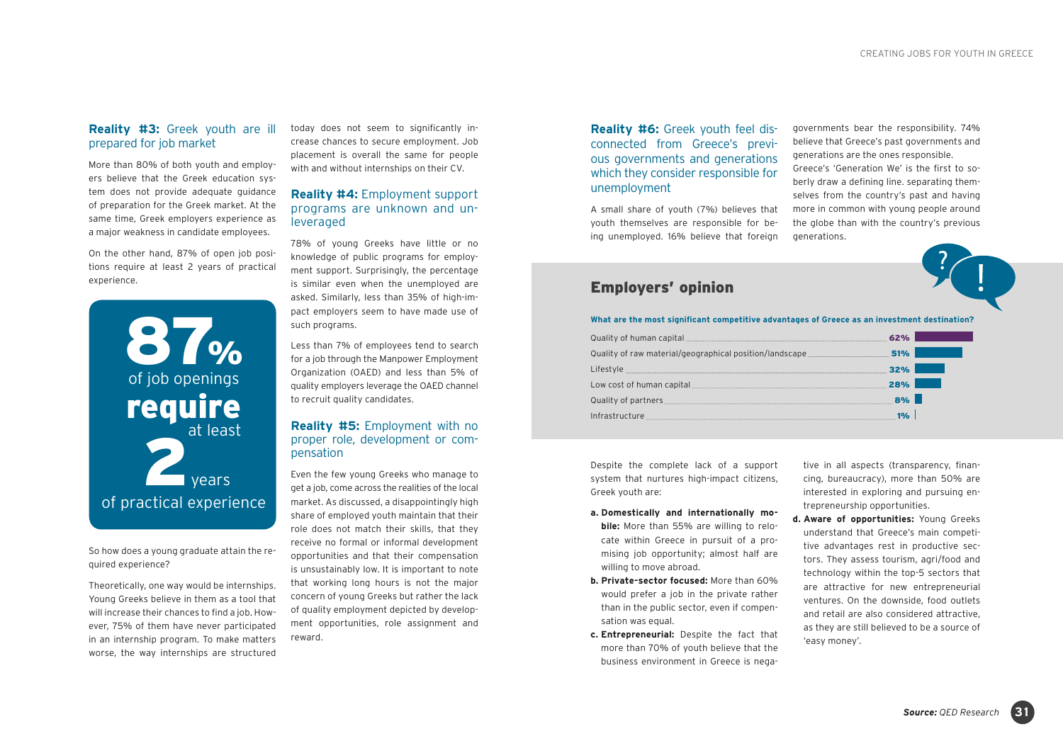### Reality #3: Greek youth are ill prepared for job market

More than 80% of both youth and employers believe that the Greek education system does not provide adequate guidance of preparation for the Greek market. At the same time, Greek employers experience as a major weakness in candidate employees.

On the other hand, 87% of open job positions require at least 2 years of practical experience.

**87%** of job openings **require** at least **2** years of practical experience

So how does a young graduate attain the required experience?

Theoretically, one way would be internships. Young Greeks believe in them as a tool that will increase their chances to find a job. However, 75% of them have never participated in an internship program. To make matters worse, the way internships are structured today does not seem to significantly increase chances to secure employment. Job placement is overall the same for people with and without internships on their CV.

### Reality #4: Employment support programs are unknown and unleveraged

78% of young Greeks have little or no knowledge of public programs for employment support. Surprisingly, the percentage is similar even when the unemployed are asked. Similarly, less than 35% of high-impact employers seem to have made use of such programs.

Less than 7% of employees tend to search for a job through the Manpower Employment Organization (OAED) and less than 5% of quality employers leverage the OAED channel to recruit quality candidates.

### Reality #5: Employment with no proper role, development or compensation

Even the few young Greeks who manage to get a job, come across the realities of the local market. As discussed, a disappointingly high share of employed youth maintain that their role does not match their skills, that they receive no formal or informal development opportunities and that their compensation is unsustainably low. It is important to note that working long hours is not the major concern of young Greeks but rather the lack of quality employment depicted by development opportunities, role assignment and reward.

### Reality #6: Greek youth feel disconnected from Greece's previous governments and generations which they consider responsible for unemployment

A small share of youth (7%) believes that youth themselves are responsible for being unemployed. 16% believe that foreign governments bear the responsibility. 74% believe that Greece's past governments and generations are the ones responsible. Greece's 'Generation We' is the first to soberly draw a defining line. separating themselves from the country's past and having more in common with young people around the globe than with the country's previous generations.

## Employers' opinion

**What are the most significant competitive advantages of Greece as an investment destination?**

| Advantage | % |
|---|---|
| Quality of human capital | 62% |
| Quality of raw material/geographical position/landscape | 51% |
| Lifestyle | 32% |
| Low cost of human capital | 28% |
| Quality of partners | 8% |
| Infrastructure | 1% |

Despite the complete lack of a support system that nurtures high-impact citizens, Greek youth are:

a. **Domestically and internationally mobile:** More than 55% are willing to relocate within Greece in pursuit of a promising job opportunity; almost half are willing to move abroad.
b. **Private-sector focused:** More than 60% would prefer a job in the private rather than in the public sector, even if compensation was equal.
c. **Entrepreneurial:** Despite the fact that more than 70% of youth believe that the business environment in Greece is negative in all aspects (transparency, financing, bureaucracy), more than 50% are interested in exploring and pursuing entrepreneurship opportunities.
d. **Aware of opportunities:** Young Greeks understand that Greece's main competitive advantages rest in productive sectors. They assess tourism, agri/food and technology within the top-5 sectors that are attractive for new entrepreneurial ventures. On the downside, food outlets and retail are also considered attractive, as they are still believed to be a source of 'easy money'.

***Source:*** *QED Research*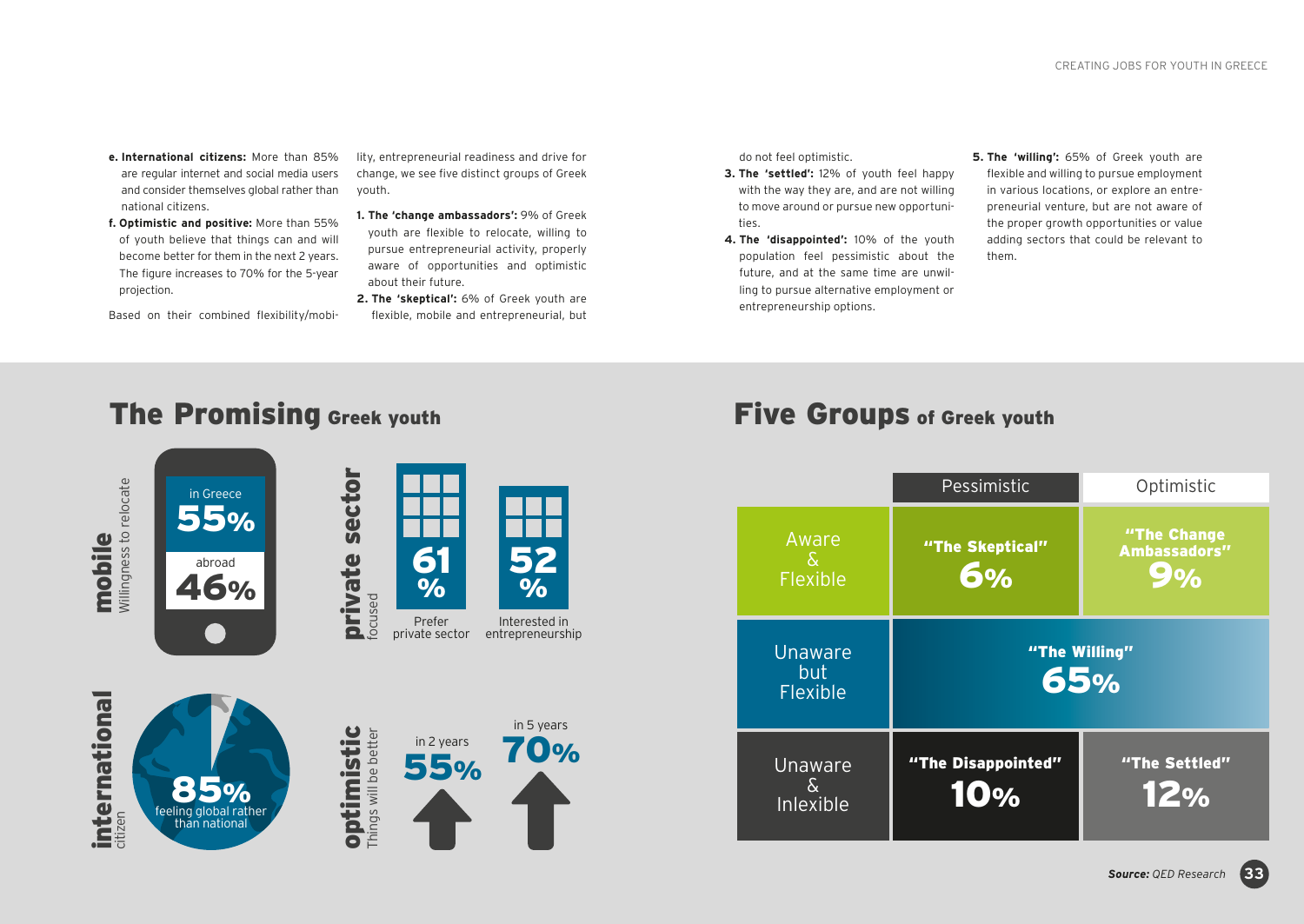- **e. International citizens:** More than 85% are regular internet and social media users and consider themselves global rather than national citizens.
- **f. Optimistic and positive:** More than 55% of youth believe that things can and will become better for them in the next 2 years. The figure increases to 70% for the 5-year projection.

Based on their combined flexibility/mobility, entrepreneurial readiness and drive for change, we see five distinct groups of Greek youth.

1. **The 'change ambassadors':** 9% of Greek youth are flexible to relocate, willing to pursue entrepreneurial activity, properly aware of opportunities and optimistic about their future.
2. **The 'skeptical':** 6% of Greek youth are flexible, mobile and entrepreneurial, but do not feel optimistic.
3. **The 'settled':** 12% of youth feel happy with the way they are, and are not willing to move around or pursue new opportunities.
4. **The 'disappointed':** 10% of the youth population feel pessimistic about the future, and at the same time are unwilling to pursue alternative employment or entrepreneurship options.
5. **The 'willing':** 65% of Greek youth are flexible and willing to pursue employment in various locations, or explore an entrepreneurial venture, but are not aware of the proper growth opportunities or value adding sectors that could be relevant to them.

## The Promising Greek youth

**mobile** Willingness to relocate
- in Greece 55%
- abroad 46%

**private sector** focused
- 61% Prefer private sector
- 52% Interested in entrepreneurship

**international** citizen
- 85% feeling global rather than national

**optimistic** Things will be better
- in 2 years 55%
- in 5 years 70%

## Five Groups of Greek youth

| | Pessimistic | Optimistic |
|---|---|---|
| Aware & Flexible | "The Skeptical" 6% | "The Change Ambassadors" 9% |
| Unaware but Flexible | "The Willing" 65% | |
| Unaware & Inlexible | "The Disappointed" 10% | "The Settled" 12% |

***Source:*** *QED Research*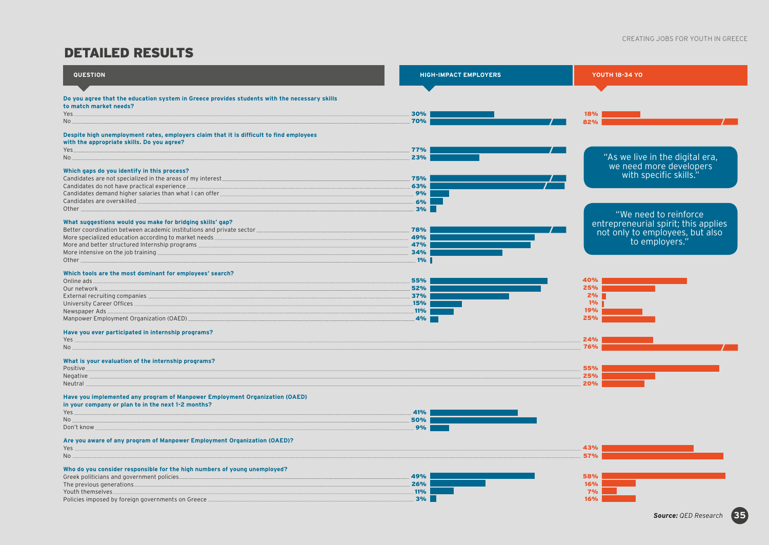## DETAILED RESULTS

| QUESTION | HIGH-IMPACT EMPLOYERS | YOUTH 18-34 YO |
|---|---|---|
| **Do you agree that the education system in Greece provides students with the necessary skills to match market needs?** | | |
| Yes | 30% | 18% |
| No | 70% | 82% |
| **Despite high unemployment rates, employers claim that it is difficult to find employees with the appropriate skills. Do you agree?** | | |
| Yes | 77% | |
| No | 23% | |
| **Which gaps do you identify in this process?** | | |
| Candidates are not specialized in the areas of my interest | 75% | |
| Candidates do not have practical experience | 63% | |
| Candidates demand higher salaries than what I can offer | 9% | |
| Candidates are overskilled | 6% | |
| Other | 3% | |
| **What suggestions would you make for bridging skills' gap?** | | |
| Better coordination between academic institutions and private sector | 78% | |
| More specialized education according to market needs | 49% | |
| More and better structured Internship programs | 47% | |
| More intensive on the job training | 34% | |
| Other | 1% | |
| **Which tools are the most dominant for employees' search?** | | |
| Online ads | 55% | 40% |
| Our network | 52% | 25% |
| External recruiting companies | 37% | 2% |
| University Career Offices | 15% | 1% |
| Newspaper Ads | 11% | 19% |
| Manpower Employment Organization (OAED) | 4% | 25% |
| **Have you ever participated in internship programs?** | | |
| Yes | | 24% |
| No | | 76% |
| **What is your evaluation of the internship programs?** | | |
| Positive | | 55% |
| Negative | | 25% |
| Neutral | | 20% |
| **Have you implemented any program of Manpower Employment Organization (OAED) in your company or plan to in the next 1-2 months?** | | |
| Yes | 41% | |
| No | 50% | |
| Don't know | 9% | |
| **Are you aware of any program of Manpower Employment Organization (OAED)?** | | |
| Yes | | 43% |
| No | | 57% |
| **Who do you consider responsible for the high numbers of young unemployed?** | | |
| Greek politicians and government policies | 49% | 58% |
| The previous generations | 26% | 16% |
| Youth themselves | 11% | 7% |
| Policies imposed by foreign governments on Greece | 3% | 16% |

"As we live in the digital era, we need more developers with specific skills."

"We need to reinforce entrepreneurial spirit; this applies not only to employees, but also to employers."

***Source:*** *QED Research*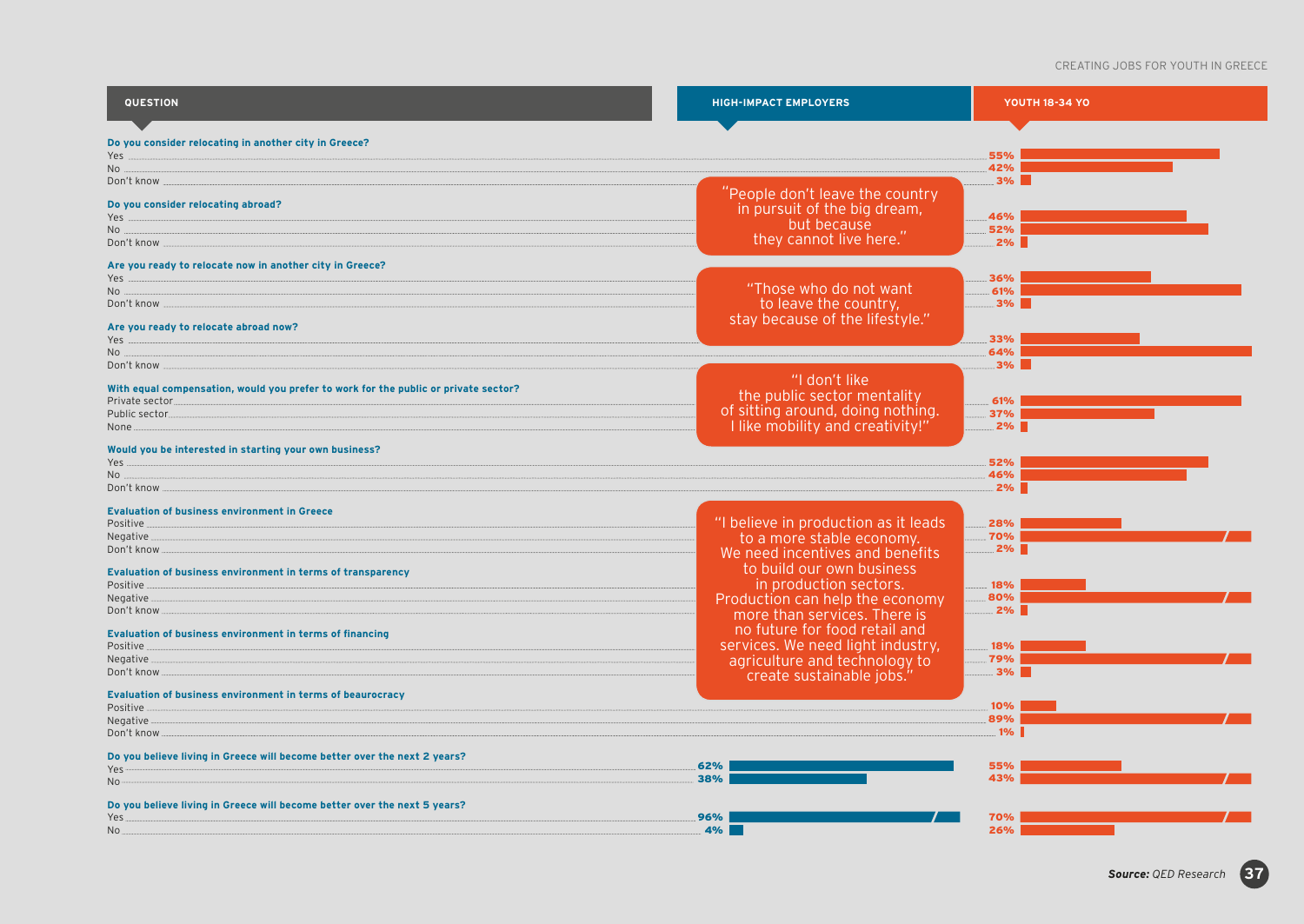| QUESTION | HIGH-IMPACT EMPLOYERS | YOUTH 18-34 YO |
|---|---|---|
| **Do you consider relocating in another city in Greece?** | | |
| Yes | | 55% |
| No | | 42% |
| Don't know | | 3% |
| **Do you consider relocating abroad?** | | |
| Yes | | 46% |
| No | | 52% |
| Don't know | | 2% |
| **Are you ready to relocate now in another city in Greece?** | | |
| Yes | | 36% |
| No | | 61% |
| Don't know | | 3% |
| **Are you ready to relocate abroad now?** | | |
| Yes | | 33% |
| No | | 64% |
| Don't know | | 3% |
| **With equal compensation, would you prefer to work for the public or private sector?** | | |
| Private sector | | 61% |
| Public sector | | 37% |
| None | | 2% |
| **Would you be interested in starting your own business?** | | |
| Yes | | 52% |
| No | | 46% |
| Don't know | | 2% |
| **Evaluation of business environment in Greece** | | |
| Positive | | 28% |
| Negative | | 70% |
| Don't know | | 2% |
| **Evaluation of business environment in terms of transparency** | | |
| Positive | | 18% |
| Negative | | 80% |
| Don't know | | 2% |
| **Evaluation of business environment in terms of financing** | | |
| Positive | | 18% |
| Negative | | 79% |
| Don't know | | 3% |
| **Evaluation of business environment in terms of beaurocracy** | | |
| Positive | | 10% |
| Negative | | 89% |
| Don't know | | 1% |
| **Do you believe living in Greece will become better over the next 2 years?** | | |
| Yes | 62% | 55% |
| No | 38% | 43% |
| **Do you believe living in Greece will become better over the next 5 years?** | | |
| Yes | 96% | 70% |
| No | 4% | 26% |

"People don't leave the country in pursuit of the big dream, but because they cannot live here."

"Those who do not want to leave the country, stay because of the lifestyle."

"I don't like the public sector mentality of sitting around, doing nothing. I like mobility and creativity!"

"I believe in production as it leads to a more stable economy. We need incentives and benefits to build our own business in production sectors. Production can help the economy more than services. There is no future for food retail and services. We need light industry, agriculture and technology to create sustainable jobs."

**Source:** *QED Research*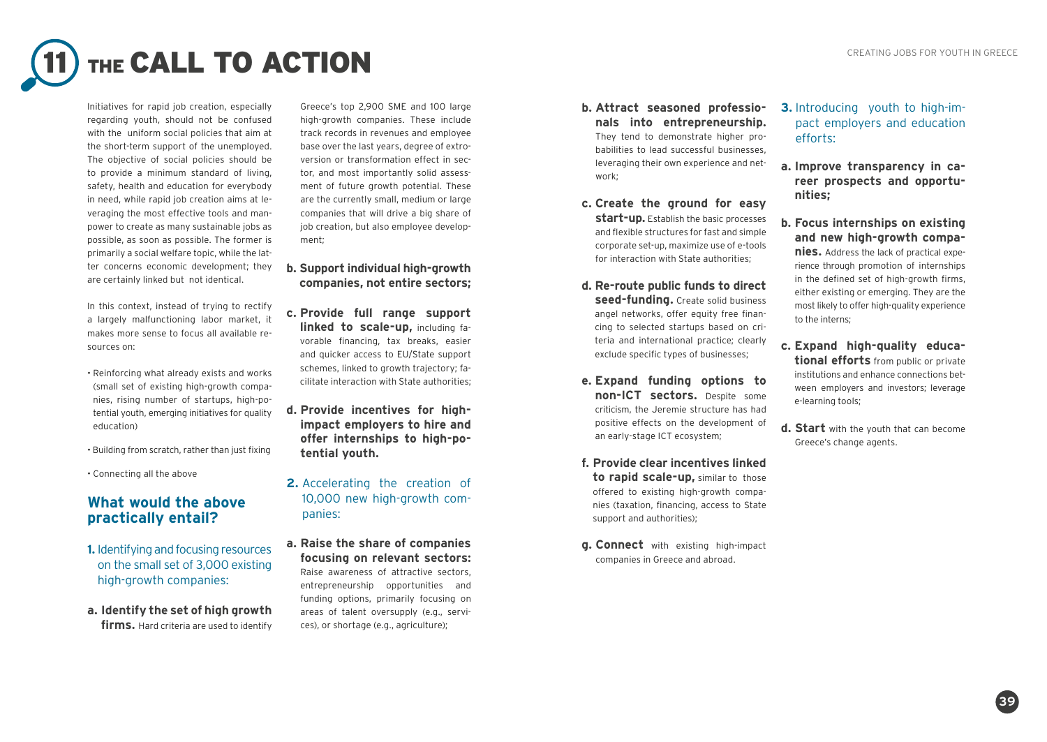# 11 THE CALL TO ACTION

Initiatives for rapid job creation, especially regarding youth, should not be confused with the uniform social policies that aim at the short-term support of the unemployed. The objective of social policies should be to provide a minimum standard of living, safety, health and education for everybody in need, while rapid job creation aims at leveraging the most effective tools and manpower to create as many sustainable jobs as possible, as soon as possible. The former is primarily a social welfare topic, while the latter concerns economic development; they are certainly linked but not identical.

In this context, instead of trying to rectify a largely malfunctioning labor market, it makes more sense to focus all available resources on:

- Reinforcing what already exists and works (small set of existing high-growth companies, rising number of startups, high-potential youth, emerging initiatives for quality education)
- Building from scratch, rather than just fixing
- Connecting all the above

## What would the above practically entail?

**1.** Identifying and focusing resources on the small set of 3,000 existing high-growth companies:

**a. Identify the set of high growth firms.** Hard criteria are used to identify Greece's top 2,900 SME and 100 large high-growth companies. These include track records in revenues and employee base over the last years, degree of extroversion or transformation effect in sector, and most importantly solid assessment of future growth potential. These are the currently small, medium or large companies that will drive a big share of job creation, but also employee development;

**b. Support individual high-growth companies, not entire sectors;**

**c. Provide full range support linked to scale-up,** including favorable financing, tax breaks, easier and quicker access to EU/State support schemes, linked to growth trajectory; facilitate interaction with State authorities;

**d. Provide incentives for high-impact employers to hire and offer internships to high-potential youth.**

**2.** Accelerating the creation of 10,000 new high-growth companies:

**a. Raise the share of companies focusing on relevant sectors:** Raise awareness of attractive sectors, entrepreneurship opportunities and funding options, primarily focusing on areas of talent oversupply (e.g., services), or shortage (e.g., agriculture);

**b. Attract seasoned professionals into entrepreneurship.** They tend to demonstrate higher probabilities to lead successful businesses, leveraging their own experience and network;

**c. Create the ground for easy start-up.** Establish the basic processes and flexible structures for fast and simple corporate set-up, maximize use of e-tools for interaction with State authorities;

**d. Re-route public funds to direct seed-funding.** Create solid business angel networks, offer equity free financing to selected startups based on criteria and international practice; clearly exclude specific types of businesses;

**e. Expand funding options to non-ICT sectors.** Despite some criticism, the Jeremie structure has had positive effects on the development of an early-stage ICT ecosystem;

**f. Provide clear incentives linked to rapid scale-up,** similar to those offered to existing high-growth companies (taxation, financing, access to State support and authorities);

**g. Connect** with existing high-impact companies in Greece and abroad.

**3.** Introducing youth to high-impact employers and education efforts:

**a. Improve transparency in career prospects and opportunities;**

**b. Focus internships on existing and new high-growth companies.** Address the lack of practical experience through promotion of internships in the defined set of high-growth firms, either existing or emerging. They are the most likely to offer high-quality experience to the interns;

**c. Expand high-quality educational efforts** from public or private institutions and enhance connections between employers and investors; leverage e-learning tools;

**d. Start** with the youth that can become Greece's change agents.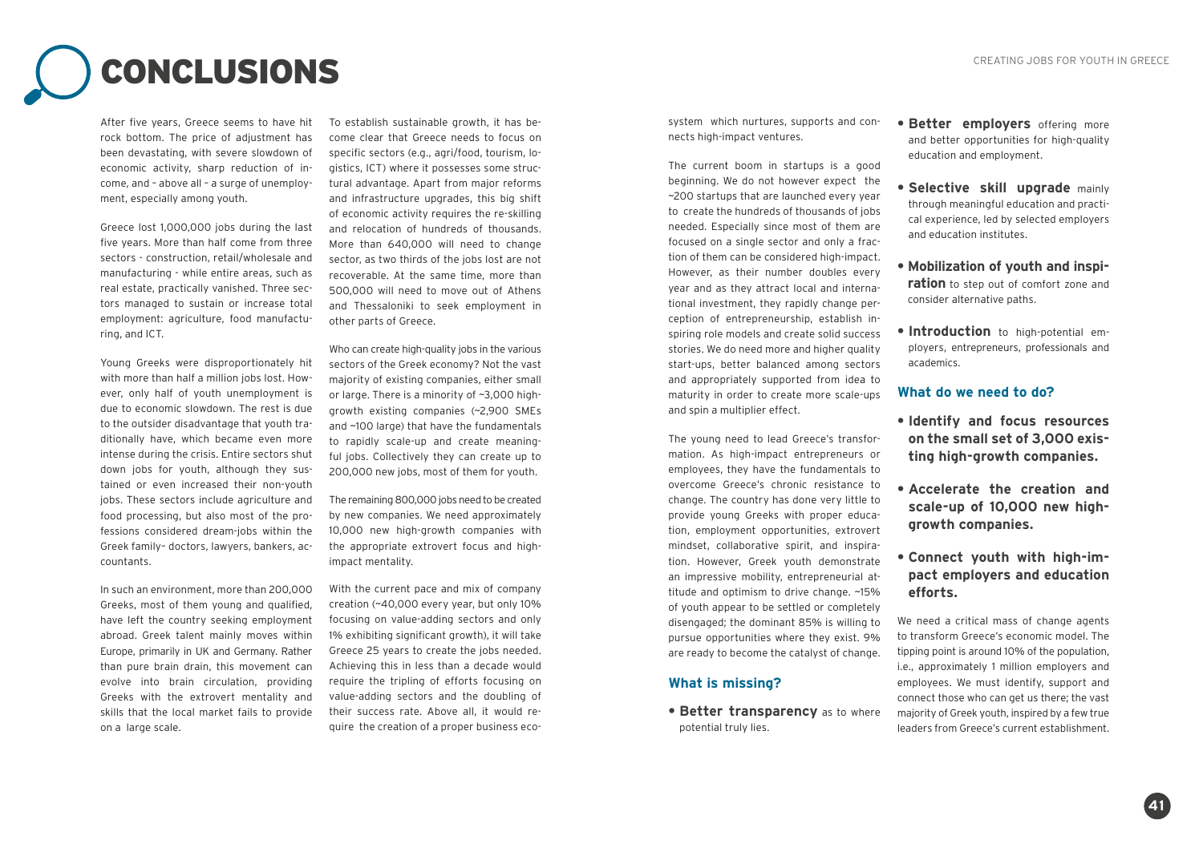# CONCLUSIONS

After five years, Greece seems to have hit rock bottom. The price of adjustment has been devastating, with severe slowdown of economic activity, sharp reduction of income, and – above all – a surge of unemployment, especially among youth.

Greece lost 1,000,000 jobs during the last five years. More than half come from three sectors - construction, retail/wholesale and manufacturing - while entire areas, such as real estate, practically vanished. Three sectors managed to sustain or increase total employment: agriculture, food manufacturing, and ICT.

Young Greeks were disproportionately hit with more than half a million jobs lost. However, only half of youth unemployment is due to economic slowdown. The rest is due to the outsider disadvantage that youth traditionally have, which became even more intense during the crisis. Entire sectors shut down jobs for youth, although they sustained or even increased their non-youth jobs. These sectors include agriculture and food processing, but also most of the professions considered dream-jobs within the Greek family– doctors, lawyers, bankers, accountants.

In such an environment, more than 200,000 Greeks, most of them young and qualified, have left the country seeking employment abroad. Greek talent mainly moves within Europe, primarily in UK and Germany. Rather than pure brain drain, this movement can evolve into brain circulation, providing Greeks with the extrovert mentality and skills that the local market fails to provide on a large scale.

To establish sustainable growth, it has become clear that Greece needs to focus on specific sectors (e.g., agri/food, tourism, logistics, ICT) where it possesses some structural advantage. Apart from major reforms and infrastructure upgrades, this big shift of economic activity requires the re-skilling and relocation of hundreds of thousands. More than 640,000 will need to change sector, as two thirds of the jobs lost are not recoverable. At the same time, more than 500,000 will need to move out of Athens and Thessaloniki to seek employment in other parts of Greece.

Who can create high-quality jobs in the various sectors of the Greek economy? Not the vast majority of existing companies, either small or large. There is a minority of ~3,000 high-growth existing companies (~2,900 SMEs and ~100 large) that have the fundamentals to rapidly scale-up and create meaningful jobs. Collectively they can create up to 200,000 new jobs, most of them for youth.

The remaining 800,000 jobs need to be created by new companies. We need approximately 10,000 new high-growth companies with the appropriate extrovert focus and high-impact mentality.

With the current pace and mix of company creation (~40,000 every year, but only 10% focusing on value-adding sectors and only 1% exhibiting significant growth), it will take Greece 25 years to create the jobs needed. Achieving this in less than a decade would require the tripling of efforts focusing on value-adding sectors and the doubling of their success rate. Above all, it would require the creation of a proper business ecosystem which nurtures, supports and connects high-impact ventures.

The current boom in startups is a good beginning. We do not however expect the ~200 startups that are launched every year to create the hundreds of thousands of jobs needed. Especially since most of them are focused on a single sector and only a fraction of them can be considered high-impact. However, as their number doubles every year and as they attract local and international investment, they rapidly change perception of entrepreneurship, establish inspiring role models and create solid success stories. We do need more and higher quality start-ups, better balanced among sectors and appropriately supported from idea to maturity in order to create more scale-ups and spin a multiplier effect.

The young need to lead Greece's transformation. As high-impact entrepreneurs or employees, they have the fundamentals to overcome Greece's chronic resistance to change. The country has done very little to provide young Greeks with proper education, employment opportunities, extrovert mindset, collaborative spirit, and inspiration. However, Greek youth demonstrate an impressive mobility, entrepreneurial attitude and optimism to drive change. ~15% of youth appear to be settled or completely disengaged; the dominant 85% is willing to pursue opportunities where they exist. 9% are ready to become the catalyst of change.

### What is missing?

- **Better transparency** as to where potential truly lies.
- **Better employers** offering more and better opportunities for high-quality education and employment.
- **Selective skill upgrade** mainly through meaningful education and practical experience, led by selected employers and education institutes.
- **Mobilization of youth and inspiration** to step out of comfort zone and consider alternative paths.
- **Introduction** to high-potential employers, entrepreneurs, professionals and academics.

### What do we need to do?

- **Identify and focus resources on the small set of 3,000 existing high-growth companies.**
- **Accelerate the creation and scale-up of 10,000 new high-growth companies.**
- **Connect youth with high-impact employers and education efforts.**

We need a critical mass of change agents to transform Greece's economic model. The tipping point is around 10% of the population, i.e., approximately 1 million employers and employees. We must identify, support and connect those who can get us there; the vast majority of Greek youth, inspired by a few true leaders from Greece's current establishment.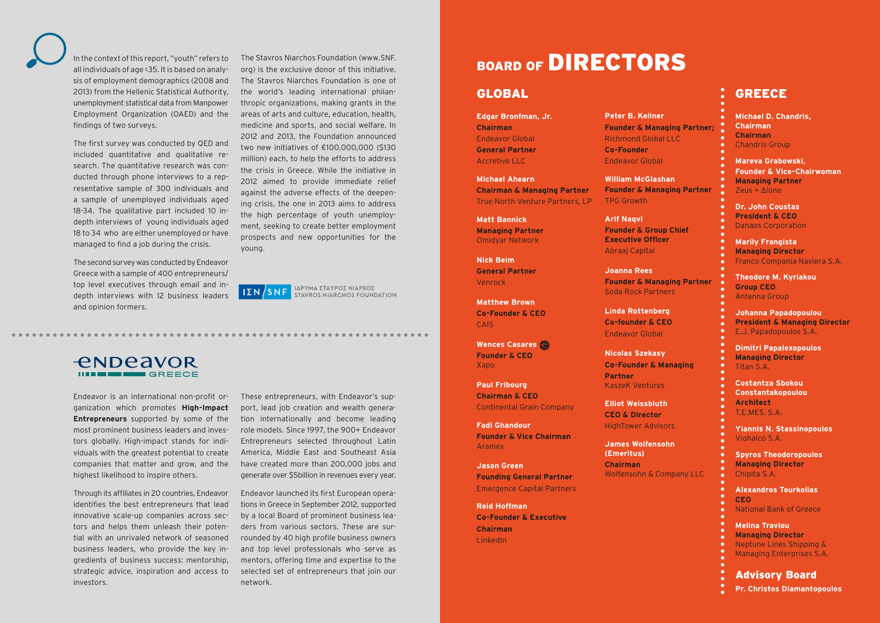In the context of this report, "youth" refers to all individuals of age <35. It is based on analysis of employment demographics (2008 and 2013) from the Hellenic Statistical Authority, unemployment statistical data from Manpower Employment Organization (OAED) and the findings of two surveys.

The first survey was conducted by QED and included quantitative and qualitative research. The quantitative research was conducted through phone interviews to a representative sample of 300 individuals and a sample of unemployed individuals aged 18-34. The qualitative part included 10 in-depth interviews of young individuals aged 18 to 34 who are either unemployed or have managed to find a job during the crisis.

The second survey was conducted by Endeavor Greece with a sample of 400 entrepreneurs/ top level executives through email and in-depth interviews with 12 business leaders and opinion formers.

The Stavros Niarchos Foundation (www.SNF.org) is the exclusive donor of this initiative. The Stavros Niarchos Foundation is one of the world's leading international philanthropic organizations, making grants in the areas of arts and culture, education, health, medicine and sports, and social welfare. In 2012 and 2013, the Foundation announced two new initiatives of €100,000,000 ($130 million) each, to help the efforts to address the crisis in Greece. While the initiative in 2012 aimed to provide immediate relief against the adverse effects of the deepening crisis, the one in 2013 aims to address the high percentage of youth unemployment, seeking to create better employment prospects and new opportunities for the young.

ΙΣΝ / SNF ΙΔΡΥΜΑ ΣΤΑΥΡΟΣ ΝΙΑΡΧΟΣ STAVROS NIARCHOS FOUNDATION

ENDEAVOR GREECE

Endeavor is an international non-profit organization which promotes **High-Impact Entrepreneurs** supported by some of the most prominent business leaders and investors globally. High-impact stands for individuals with the greatest potential to create companies that matter and grow, and the highest likelihood to inspire others.

Through its affiliates in 20 countries, Endeavor identifies the best entrepreneurs that lead innovative scale-up companies across sectors and helps them unleash their potential with an unrivaled network of seasoned business leaders, who provide the key ingredients of business success: mentorship, strategic advice, inspiration and access to investors.

These entrepreneurs, with Endeavor's support, lead job creation and wealth generation internationally and become leading role models. Since 1997, the 900+ Endeavor Entrepreneurs selected throughout Latin America, Middle East and Southeast Asia have created more than 200,000 jobs and generate over $5billion in revenues every year.

Endeavor launched its first European operations in Greece in September 2012, supported by a local Board of prominent business leaders from various sectors. These are surrounded by 40 high profile business owners and top level professionals who serve as mentors, offering time and expertise to the selected set of entrepreneurs that join our network.

# BOARD OF DIRECTORS

## GLOBAL

**Edgar Bronfman, Jr.**
**Chairman**
Endeavor Global
**General Partner**
Accretive LLC

**Michael Ahearn**
**Chairman & Managing Partner**
True North Venture Partners, LP

**Matt Bannick**
**Managing Partner**
Omidyar Network

**Nick Beim**
**General Partner**
Venrock

**Matthew Brown**
**Co-Founder & CEO**
CAIS

**Wences Casares**
**Founder & CEO**
Xapo

**Paul Fribourg**
**Chairman & CEO**
Continental Grain Company

**Fadi Ghandour**
**Founder & Vice Chairman**
Aramex

**Jason Green**
**Founding General Partner**
Emergence Capital Partners

**Reid Hoffman**
**Co-Founder & Executive Chairman**
LinkedIn

**Peter B. Kellner**
**Founder & Managing Partner;**
Richmond Global LLC
**Co-Founder**
Endeavor Global

**William McGlashan**
**Founder & Managing Partner**
TPG Growth

**Arif Naqvi**
**Founder & Group Chief Executive Officer**
Abraaj Capital

**Joanna Rees**
**Founder & Managing Partner**
Soda Rock Partners

**Linda Rottenberg**
**Co-founder & CEO**
Endeavor Global

**Nicolas Szekasy**
**Co-Founder & Managing Partner**
KaszeK Ventures

**Elliot Weissbluth**
**CEO & Director**
HighTower Advisors

**James Wolfensohn (Emeritus)**
**Chairman**
Wolfensohn & Company LLC

## GREECE

**Michael D. Chandris, Chairman**
**Chairman**
Chandris Group

**Mareva Grabowski, Founder & Vice-Chairwoman**
**Managing Partner**
Zeus + Δione

**Dr. John Coustas**
**President & CEO**
Danaos Corporation

**Marily Frangista**
**Managing Director**
Franco Compania Naviera S.A.

**Theodore M. Kyriakou**
**Group CEO**
Antenna Group

**Johanna Papadopoulou**
**President & Managing Director**
E.J. Papadopoulos S.A.

**Dimitri Papalexopoulos**
**Managing Director**
Titan S.A.

**Costantza Sbokou Constantakopoulou**
**Architect**
T.E.MES. S.A.

**Yiannis N. Stassinopoulos**
Viohalco S.A.

**Spyros Theodoropoulos**
**Managing Director**
Chipita S.A.

**Alexandros Tourkolias**
**CEO**
National Bank of Greece

**Melina Travlou**
**Managing Director**
Neptune Lines Shipping & Managing Enterprises S.A.

## Advisory Board

**Pr. Christos Diamantopoulos**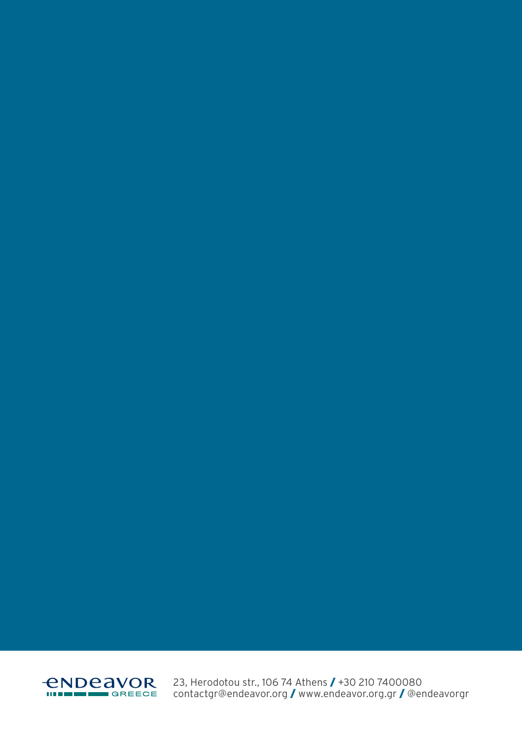endeavor GREECE

23, Herodotou str., 106 74 Athens / +30 210 7400080
contactgr@endeavor.org / www.endeavor.org.gr / @endeavorgr